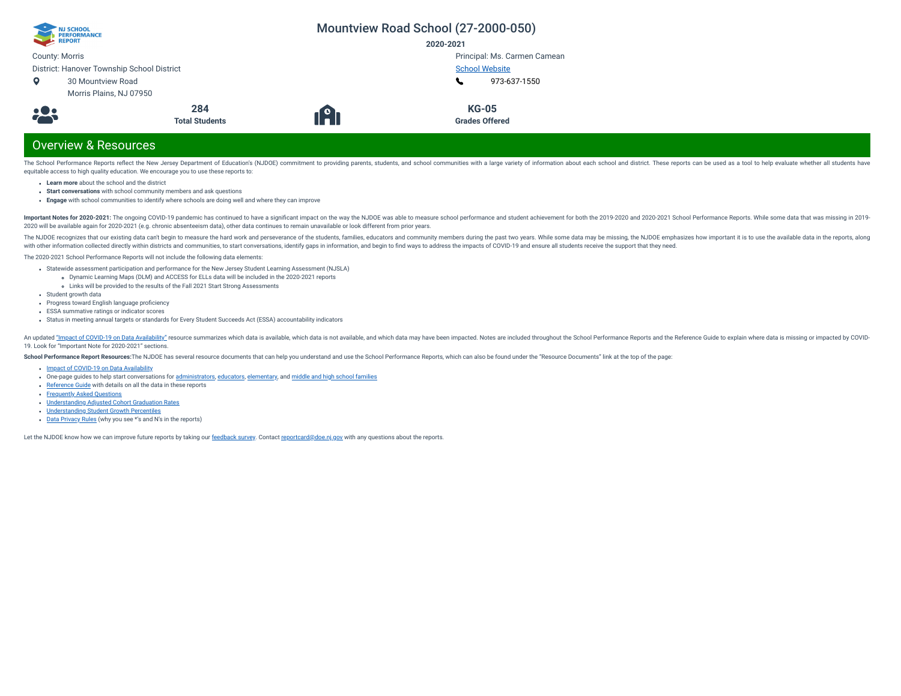# Mountview Road School (27-2000-050)

**2020-2021**

County: Morris

District: Hanover Township School District

30 Mountview Road
Morris Plains, NJ 07950

Principal: Ms. Carmen Camean

School Website

973-637-1550

**284**
**Total Students**

**KG-05**
**Grades Offered**

## Overview & Resources

The School Performance Reports reflect the New Jersey Department of Education's (NJDOE) commitment to providing parents, students, and school communities with a large variety of information about each school and district. These reports can be used as a tool to help evaluate whether all students have equitable access to high quality education. We encourage you to use these reports to:

- **Learn more** about the school and the district
- **Start conversations** with school community members and ask questions
- **Engage** with school communities to identify where schools are doing well and where they can improve

**Important Notes for 2020-2021:** The ongoing COVID-19 pandemic has continued to have a significant impact on the way the NJDOE was able to measure school performance and student achievement for both the 2019-2020 and 2020-2021 School Performance Reports. While some data that was missing in 2019-2020 will be available again for 2020-2021 (e.g. chronic absenteeism data), other data continues to remain unavailable or look different from prior years.

The NJDOE recognizes that our existing data can't begin to measure the hard work and perseverance of the students, families, educators and community members during the past two years. While some data may be missing, the NJDOE emphasizes how important it is to use the available data in the reports, along with other information collected directly within districts and communities, to start conversations, identify gaps in information, and begin to find ways to address the impacts of COVID-19 and ensure all students receive the support that they need.

The 2020-2021 School Performance Reports will not include the following data elements:

- Statewide assessment participation and performance for the New Jersey Student Learning Assessment (NJSLA)
  - Dynamic Learning Maps (DLM) and ACCESS for ELLs data will be included in the 2020-2021 reports
  - Links will be provided to the results of the Fall 2021 Start Strong Assessments
- Student growth data
- Progress toward English language proficiency
- ESSA summative ratings or indicator scores
- Status in meeting annual targets or standards for Every Student Succeeds Act (ESSA) accountability indicators

An updated "Impact of COVID-19 on Data Availability" resource summarizes which data is available, which data is not available, and which data may have been impacted. Notes are included throughout the School Performance Reports and the Reference Guide to explain where data is missing or impacted by COVID-19. Look for "Important Note for 2020-2021" sections.

**School Performance Report Resources:** The NJDOE has several resource documents that can help you understand and use the School Performance Reports, which can also be found under the "Resource Documents" link at the top of the page:

- Impact of COVID-19 on Data Availability
- One-page guides to help start conversations for administrators, educators, elementary, and middle and high school families
- Reference Guide with details on all the data in these reports
- Frequently Asked Questions
- Understanding Adjusted Cohort Graduation Rates
- Understanding Student Growth Percentiles
- Data Privacy Rules (why you see *'s and N's in the reports)

Let the NJDOE know how we can improve future reports by taking our feedback survey. Contact reportcard@doe.nj.gov with any questions about the reports.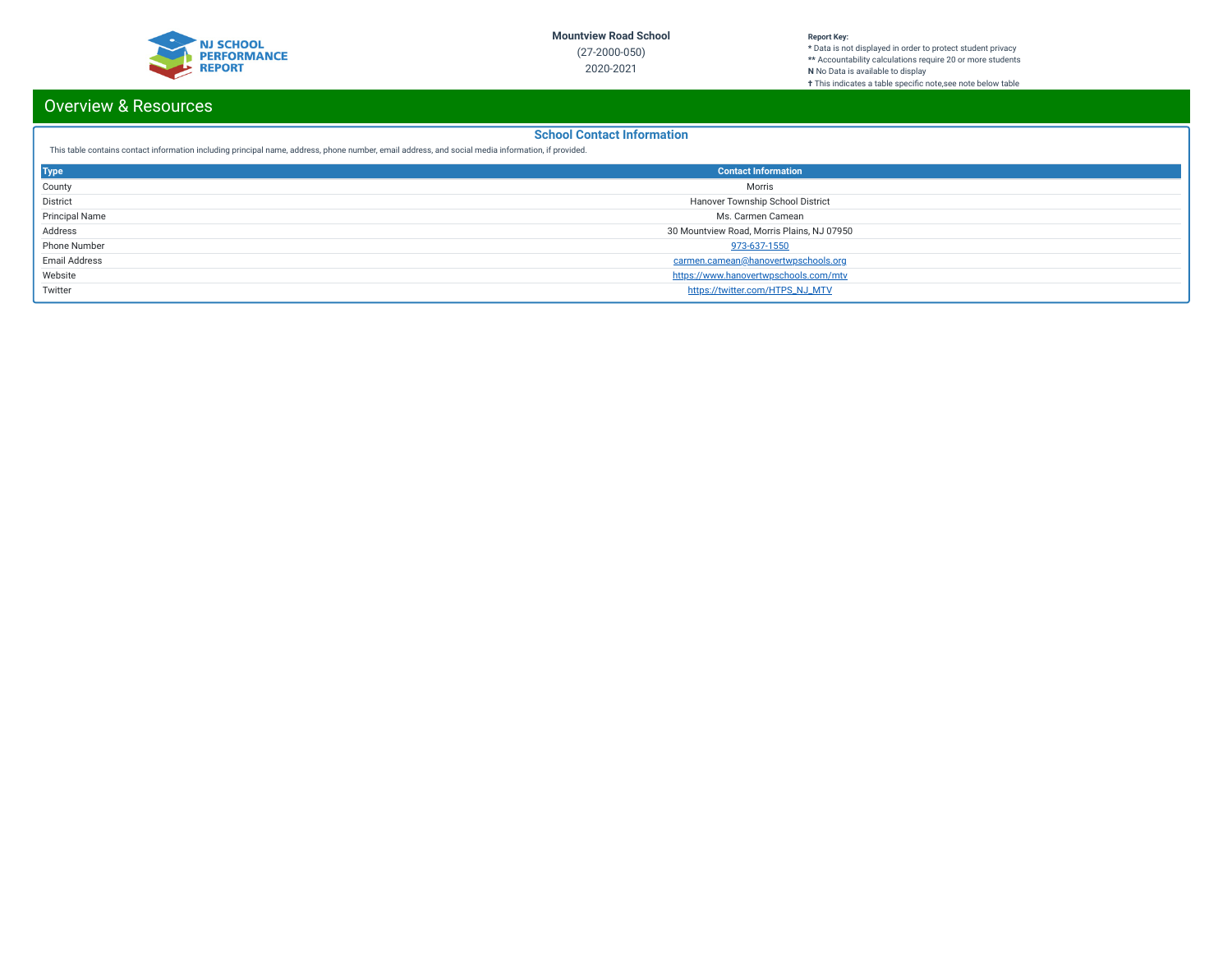# Overview & Resources

## School Contact Information

This table contains contact information including principal name, address, phone number, email address, and social media information, if provided.

| Type | Contact Information |
|---|---|
| County | Morris |
| District | Hanover Township School District |
| Principal Name | Ms. Carmen Camean |
| Address | 30 Mountview Road, Morris Plains, NJ 07950 |
| Phone Number | 973-637-1550 |
| Email Address | carmen.camean@hanovertwpschools.org |
| Website | https://www.hanovertwpschools.com/mtv |
| Twitter | https://twitter.com/HTPS_NJ_MTV |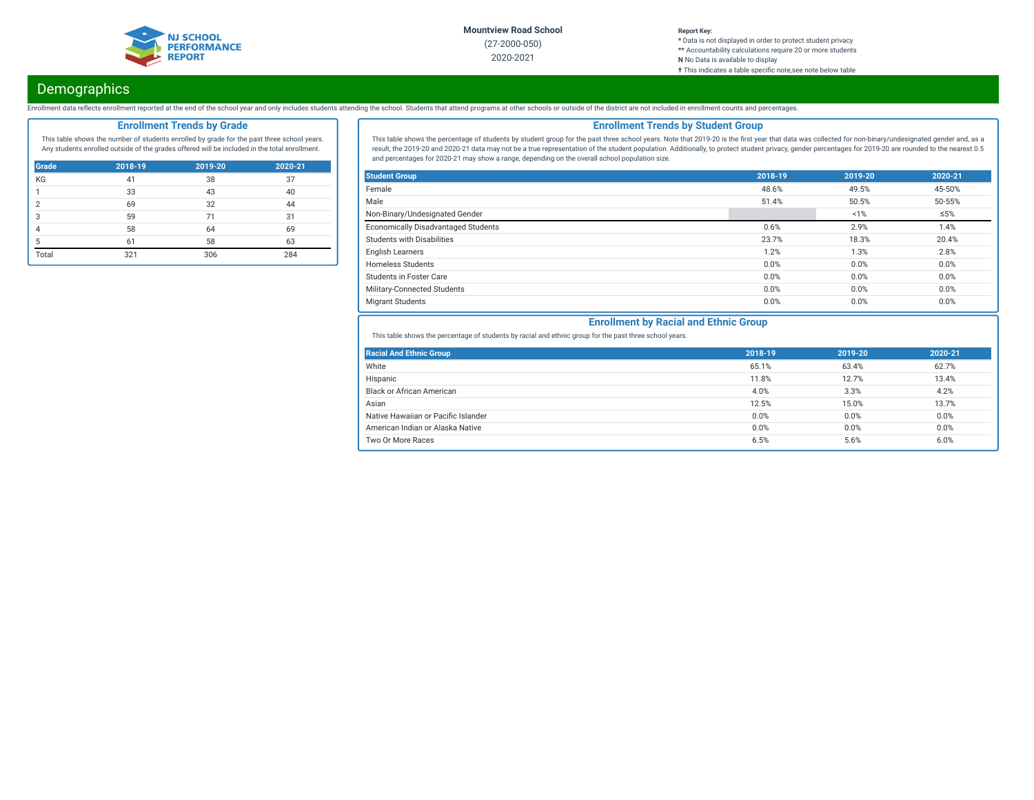Mountview Road School
(27-2000-050)
2020-2021

**Report Key:**
\* Data is not displayed in order to protect student privacy
\*\* Accountability calculations require 20 or more students
**N** No Data is available to display
† This indicates a table specific note,see note below table

## Demographics

Enrollment data reflects enrollment reported at the end of the school year and only includes students attending the school. Students that attend programs at other schools or outside of the district are not included in enrollment counts and percentages.

### Enrollment Trends by Grade

This table shows the number of students enrolled by grade for the past three school years. Any students enrolled outside of the grades offered will be included in the total enrollment.

| Grade | 2018-19 | 2019-20 | 2020-21 |
|---|---|---|---|
| KG | 41 | 38 | 37 |
| 1 | 33 | 43 | 40 |
| 2 | 69 | 32 | 44 |
| 3 | 59 | 71 | 31 |
| 4 | 58 | 64 | 69 |
| 5 | 61 | 58 | 63 |
| Total | 321 | 306 | 284 |

### Enrollment Trends by Student Group

This table shows the percentage of students by student group for the past three school years. Note that 2019-20 is the first year that data was collected for non-binary/undesignated gender and, as a result, the 2019-20 and 2020-21 data may not be a true representation of the student population. Additionally, to protect student privacy, gender percentages for 2019-20 are rounded to the nearest 0.5 and percentages for 2020-21 may show a range, depending on the overall school population size.

| Student Group | 2018-19 | 2019-20 | 2020-21 |
|---|---|---|---|
| Female | 48.6% | 49.5% | 45-50% |
| Male | 51.4% | 50.5% | 50-55% |
| Non-Binary/Undesignated Gender | | <1% | ≤5% |
| Economically Disadvantaged Students | 0.6% | 2.9% | 1.4% |
| Students with Disabilities | 23.7% | 18.3% | 20.4% |
| English Learners | 1.2% | 1.3% | 2.8% |
| Homeless Students | 0.0% | 0.0% | 0.0% |
| Students in Foster Care | 0.0% | 0.0% | 0.0% |
| Military-Connected Students | 0.0% | 0.0% | 0.0% |
| Migrant Students | 0.0% | 0.0% | 0.0% |

### Enrollment by Racial and Ethnic Group

This table shows the percentage of students by racial and ethnic group for the past three school years.

| Racial And Ethnic Group | 2018-19 | 2019-20 | 2020-21 |
|---|---|---|---|
| White | 65.1% | 63.4% | 62.7% |
| Hispanic | 11.8% | 12.7% | 13.4% |
| Black or African American | 4.0% | 3.3% | 4.2% |
| Asian | 12.5% | 15.0% | 13.7% |
| Native Hawaiian or Pacific Islander | 0.0% | 0.0% | 0.0% |
| American Indian or Alaska Native | 0.0% | 0.0% | 0.0% |
| Two Or More Races | 6.5% | 5.6% | 6.0% |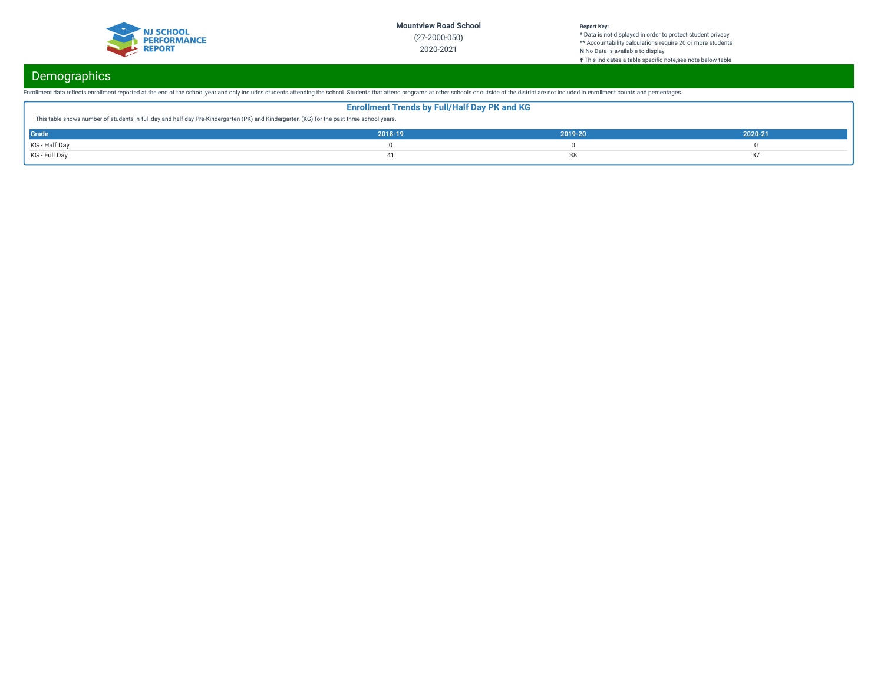## Demographics

Enrollment data reflects enrollment reported at the end of the school year and only includes students attending the school. Students that attend programs at other schools or outside of the district are not included in enrollment counts and percentages.

### Enrollment Trends by Full/Half Day PK and KG

This table shows number of students in full day and half day Pre-Kindergarten (PK) and Kindergarten (KG) for the past three school years.

| Grade | 2018-19 | 2019-20 | 2020-21 |
|---|---|---|---|
| KG - Half Day | 0 | 0 | 0 |
| KG - Full Day | 41 | 38 | 37 |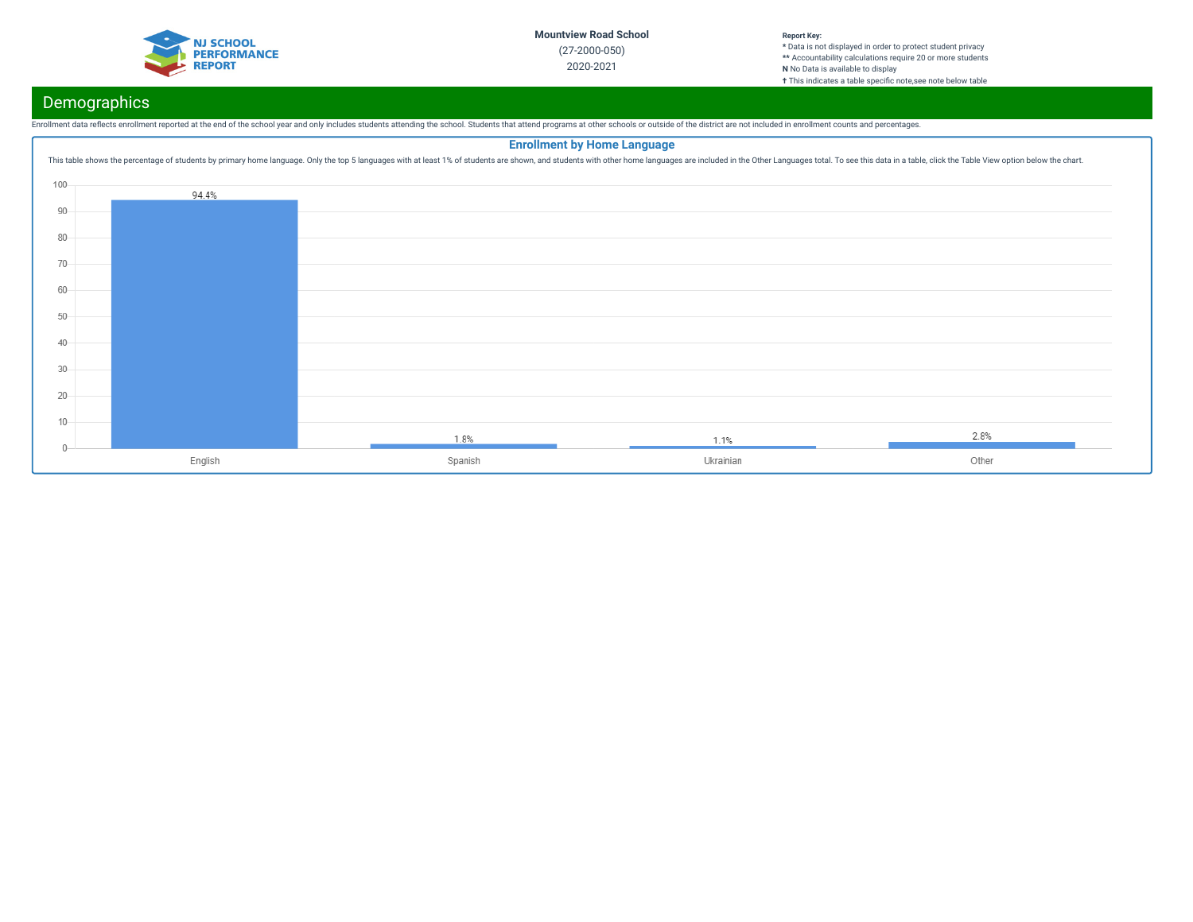Mountview Road School

(27-2000-050)

2020-2021

**Report Key:**
* Data is not displayed in order to protect student privacy
** Accountability calculations require 20 or more students
**N** No Data is available to display
† This indicates a table specific note,see note below table

## Demographics

Enrollment data reflects enrollment reported at the end of the school year and only includes students attending the school. Students that attend programs at other schools or outside of the district are not included in enrollment counts and percentages.

### Enrollment by Home Language

This table shows the percentage of students by primary home language. Only the top 5 languages with at least 1% of students are shown, and students with other home languages are included in the Other Languages total. To see this data in a table, click the Table View option below the chart.

| Language | Percentage |
|---|---|
| English | 94.4% |
| Spanish | 1.8% |
| Ukrainian | 1.1% |
| Other | 2.8% |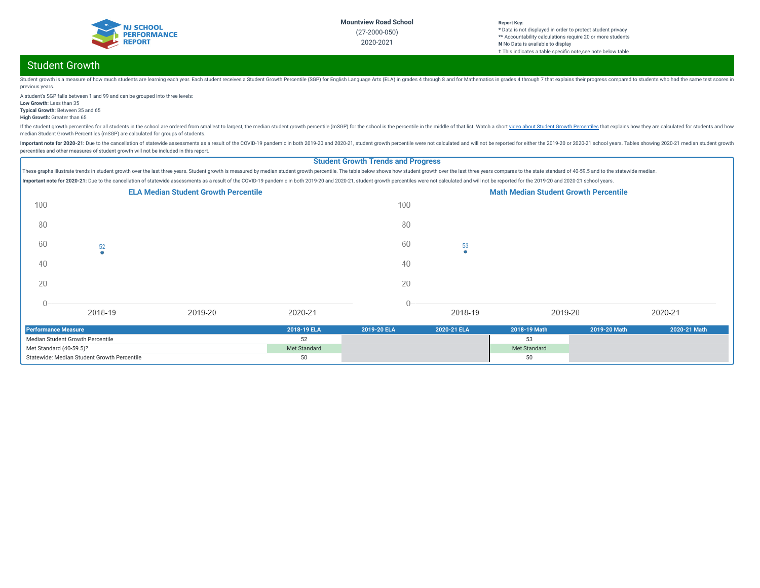Mountview Road School

(27-2000-050)

2020-2021

**Report Key:**
* Data is not displayed in order to protect student privacy
** Accountability calculations require 20 or more students
**N** No Data is available to display
† This indicates a table specific note,see note below table

## Student Growth

Student growth is a measure of how much students are learning each year. Each student receives a Student Growth Percentile (SGP) for English Language Arts (ELA) in grades 4 through 8 and for Mathematics in grades 4 through 7 that explains their progress compared to students who had the same test scores in previous years.

A student's SGP falls between 1 and 99 and can be grouped into three levels:

**Low Growth:** Less than 35
**Typical Growth:** Between 35 and 65
**High Growth:** Greater than 65

If the student growth percentiles for all students in the school are ordered from smallest to largest, the median student growth percentile (mSGP) for the school is the percentile in the middle of that list. Watch a short video about Student Growth Percentiles that explains how they are calculated for students and how median Student Growth Percentiles (mSGP) are calculated for groups of students.

**Important note for 2020-21:** Due to the cancellation of statewide assessments as a result of the COVID-19 pandemic in both 2019-20 and 2020-21, student growth percentile were not calculated and will not be reported for either the 2019-20 or 2020-21 school years. Tables showing 2020-21 median student growth percentiles and other measures of student growth will not be included in this report.

### Student Growth Trends and Progress

These graphs illustrate trends in student growth over the last three years. Student growth is measured by median student growth percentile. The table below shows how student growth over the last three years compares to the state standard of 40-59.5 and to the statewide median.

**Important note for 2020-21:** Due to the cancellation of statewide assessments as a result of the COVID-19 pandemic in both 2019-20 and 2020-21, student growth percentiles were not calculated and will not be reported for the 2019-20 and 2020-21 school years.

**ELA Median Student Growth Percentile**

| Year | Value |
|---|---|
| 2018-19 | 52 |
| 2019-20 | |
| 2020-21 | |

**Math Median Student Growth Percentile**

| Year | Value |
|---|---|
| 2018-19 | 53 |
| 2019-20 | |
| 2020-21 | |

| Performance Measure | 2018-19 ELA | 2019-20 ELA | 2020-21 ELA | 2018-19 Math | 2019-20 Math | 2020-21 Math |
|---|---|---|---|---|---|---|
| Median Student Growth Percentile | 52 | | | 53 | | |
| Met Standard (40-59.5)? | Met Standard | | | Met Standard | | |
| Statewide: Median Student Growth Percentile | 50 | | | 50 | | |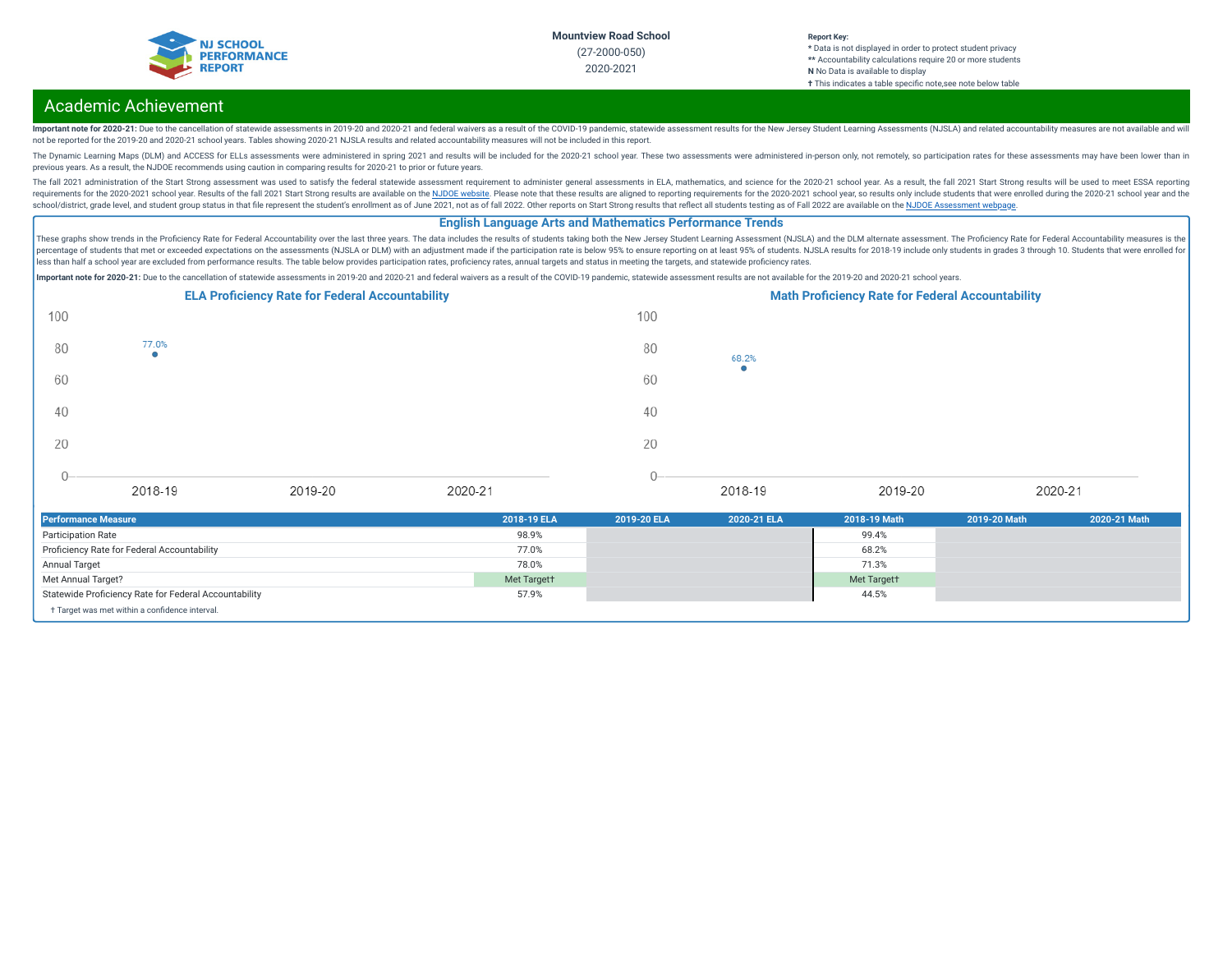Mountview Road School

(27-2000-050)

2020-2021

**Report Key:**
* Data is not displayed in order to protect student privacy
** Accountability calculations require 20 or more students
**N** No Data is available to display
† This indicates a table specific note,see note below table

## Academic Achievement

**Important note for 2020-21:** Due to the cancellation of statewide assessments in 2019-20 and 2020-21 and federal waivers as a result of the COVID-19 pandemic, statewide assessment results for the New Jersey Student Learning Assessments (NJSLA) and related accountability measures are not available and will not be reported for the 2019-20 and 2020-21 school years. Tables showing 2020-21 NJSLA results and related accountability measures will not be included in this report.

The Dynamic Learning Maps (DLM) and ACCESS for ELLs assessments were administered in spring 2021 and results will be included for the 2020-21 school year. These two assessments were administered in-person only, not remotely, so participation rates for these assessments may have been lower than in previous years. As a result, the NJDOE recommends using caution in comparing results for 2020-21 to prior or future years.

The fall 2021 administration of the Start Strong assessment was used to satisfy the federal statewide assessment requirement to administer general assessments in ELA, mathematics, and science for the 2020-21 school year. As a result, the fall 2021 Start Strong results will be used to meet ESSA reporting requirements for the 2020-2021 school year. Results of the fall 2021 Start Strong results are available on the NJDOE website. Please note that these results are aligned to reporting requirements for the 2020-2021 school year, so results only include students that were enrolled during the 2020-21 school year and the school/district, grade level, and student group status in that file represent the student's enrollment as of June 2021, not as of fall 2022. Other reports on Start Strong results that reflect all students testing as of Fall 2022 are available on the NJDOE Assessment webpage.

### English Language Arts and Mathematics Performance Trends

These graphs show trends in the Proficiency Rate for Federal Accountability over the last three years. The data includes the results of students taking both the New Jersey Student Learning Assessment (NJSLA) and the DLM alternate assessment. The Proficiency Rate for Federal Accountability measures is the percentage of students that met or exceeded expectations on the assessments (NJSLA or DLM) with an adjustment made if the participation rate is below 95% to ensure reporting on at least 95% of students. NJSLA results for 2018-19 include only students in grades 3 through 10. Students that were enrolled for less than half a school year are excluded from performance results. The table below provides participation rates, proficiency rates, annual targets and status in meeting the targets, and statewide proficiency rates.

**Important note for 2020-21:** Due to the cancellation of statewide assessments in 2019-20 and 2020-21 and federal waivers as a result of the COVID-19 pandemic, statewide assessment results are not available for the 2019-20 and 2020-21 school years.

**ELA Proficiency Rate for Federal Accountability**

| Year | Rate |
|---|---|
| 2018-19 | 77.0% |
| 2019-20 | |
| 2020-21 | |

**Math Proficiency Rate for Federal Accountability**

| Year | Rate |
|---|---|
| 2018-19 | 68.2% |
| 2019-20 | |
| 2020-21 | |

| Performance Measure | 2018-19 ELA | 2019-20 ELA | 2020-21 ELA | 2018-19 Math | 2019-20 Math | 2020-21 Math |
|---|---|---|---|---|---|---|
| Participation Rate | 98.9% | | | 99.4% | | |
| Proficiency Rate for Federal Accountability | 77.0% | | | 68.2% | | |
| Annual Target | 78.0% | | | 71.3% | | |
| Met Annual Target? | Met Target† | | | Met Target† | | |
| Statewide Proficiency Rate for Federal Accountability | 57.9% | | | 44.5% | | |

† Target was met within a confidence interval.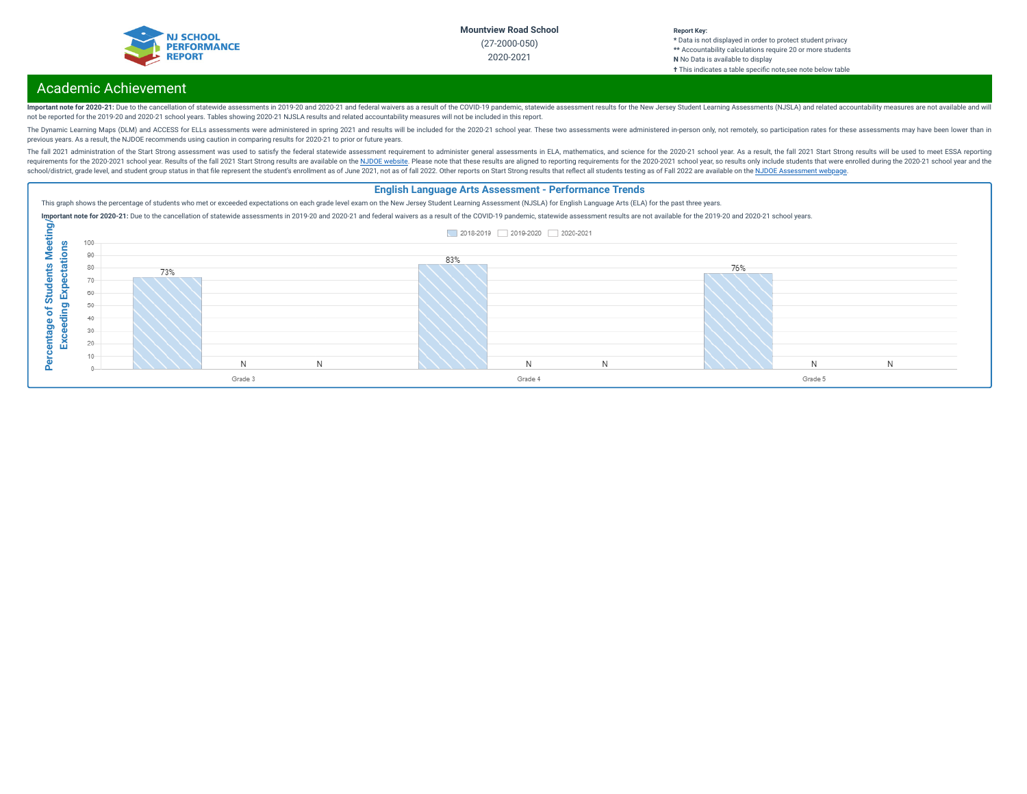**Mountview Road School**
(27-2000-050)
2020-2021

**Report Key:**
\* Data is not displayed in order to protect student privacy
\*\* Accountability calculations require 20 or more students
**N** No Data is available to display
† This indicates a table specific note,see note below table

## Academic Achievement

**Important note for 2020-21:** Due to the cancellation of statewide assessments in 2019-20 and 2020-21 and federal waivers as a result of the COVID-19 pandemic, statewide assessment results for the New Jersey Student Learning Assessments (NJSLA) and related accountability measures are not available and will not be reported for the 2019-20 and 2020-21 school years. Tables showing 2020-21 NJSLA results and related accountability measures will not be included in this report.

The Dynamic Learning Maps (DLM) and ACCESS for ELLs assessments were administered in spring 2021 and results will be included for the 2020-21 school year. These two assessments were administered in-person only, not remotely, so participation rates for these assessments may have been lower than in previous years. As a result, the NJDOE recommends using caution in comparing results for 2020-21 to prior or future years.

The fall 2021 administration of the Start Strong assessment was used to satisfy the federal statewide assessment requirement to administer general assessments in ELA, mathematics, and science for the 2020-21 school year. As a result, the fall 2021 Start Strong results will be used to meet ESSA reporting requirements for the 2020-2021 school year. Results of the fall 2021 Start Strong results are available on the NJDOE website. Please note that these results are aligned to reporting requirements for the 2020-2021 school year, so results only include students that were enrolled during the 2020-21 school year and the school/district, grade level, and student group status in that file represent the student's enrollment as of June 2021, not as of fall 2022. Other reports on Start Strong results that reflect all students testing as of Fall 2022 are available on the NJDOE Assessment webpage.

### English Language Arts Assessment - Performance Trends

This graph shows the percentage of students who met or exceeded expectations on each grade level exam on the New Jersey Student Learning Assessment (NJSLA) for English Language Arts (ELA) for the past three years.

**Important note for 2020-21:** Due to the cancellation of statewide assessments in 2019-20 and 2020-21 and federal waivers as a result of the COVID-19 pandemic, statewide assessment results are not available for the 2019-20 and 2020-21 school years.

Percentage of Students Meeting/Exceeding Expectations

| | 2018-2019 | 2019-2020 | 2020-2021 |
|---|---|---|---|
| Grade 3 | 73% | N | N |
| Grade 4 | 83% | N | N |
| Grade 5 | 76% | N | N |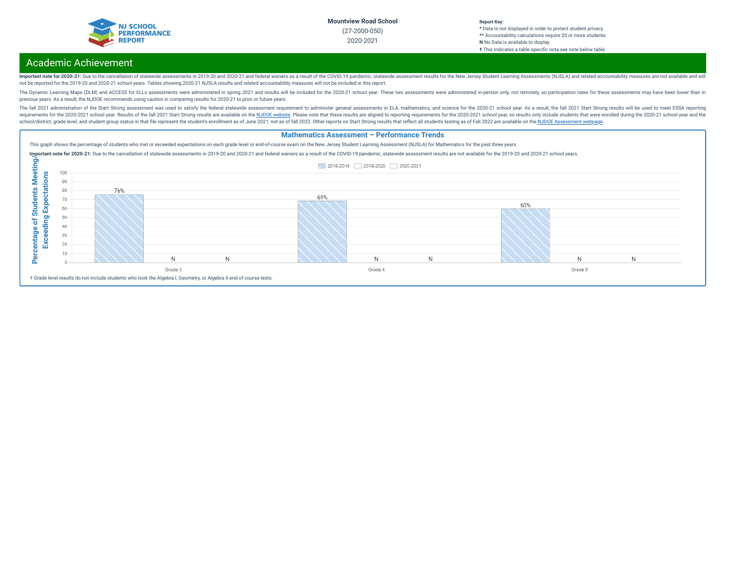Mountview Road School
(27-2000-050)
2020-2021

**Report Key:**
* Data is not displayed in order to protect student privacy
** Accountability calculations require 20 or more students
**N** No Data is available to display
† This indicates a table specific note,see note below table

# Academic Achievement

**Important note for 2020-21:** Due to the cancellation of statewide assessments in 2019-20 and 2020-21 and federal waivers as a result of the COVID-19 pandemic, statewide assessment results for the New Jersey Student Learning Assessments (NJSLA) and related accountability measures are not available and will not be reported for the 2019-20 and 2020-21 school years. Tables showing 2020-21 NJSLA results and related accountability measures will not be included in this report.

The Dynamic Learning Maps (DLM) and ACCESS for ELLs assessments were administered in spring 2021 and results will be included for the 2020-21 school year. These two assessments were administered in-person only, not remotely, so participation rates for these assessments may have been lower than in previous years. As a result, the NJDOE recommends using caution in comparing results for 2020-21 to prior or future years.

The fall 2021 administration of the Start Strong assessment was used to satisfy the federal statewide assessment requirement to administer general assessments in ELA, mathematics, and science for the 2020-21 school year. As a result, the fall 2021 Start Strong results will be used to meet ESSA reporting requirements for the 2020-2021 school year. Results of the fall 2021 Start Strong results are available on the NJDOE website. Please note that these results are aligned to reporting requirements for the 2020-2021 school year, so results only include students that were enrolled during the 2020-21 school year and the school/district, grade level, and student group status in that file represent the student's enrollment as of June 2021, not as of fall 2022. Other reports on Start Strong results that reflect all students testing as of Fall 2022 are available on the NJDOE Assessment webpage.

## Mathematics Assessment – Performance Trends

This graph shows the percentage of students who met or exceeded expectations on each grade level or end-of-course exam on the New Jersey Student Learning Assessment (NJSLA) for Mathematics for the past three years.

**Important note for 2020-21:** Due to the cancellation of statewide assessments in 2019-20 and 2020-21 and federal waivers as a result of the COVID-19 pandemic, statewide assessment results are not available for the 2019-20 and 2020-21 school years.

Percentage of Students Meeting/Exceeding Expectations

| Grade | 2018-2019 | 2019-2020 | 2020-2021 |
|---|---|---|---|
| Grade 3 | 76% | N | N |
| Grade 4 | 69% | N | N |
| Grade 5 | 60% | N | N |

† Grade level results do not include students who took the Algebra I, Geometry, or Algebra II end of course tests.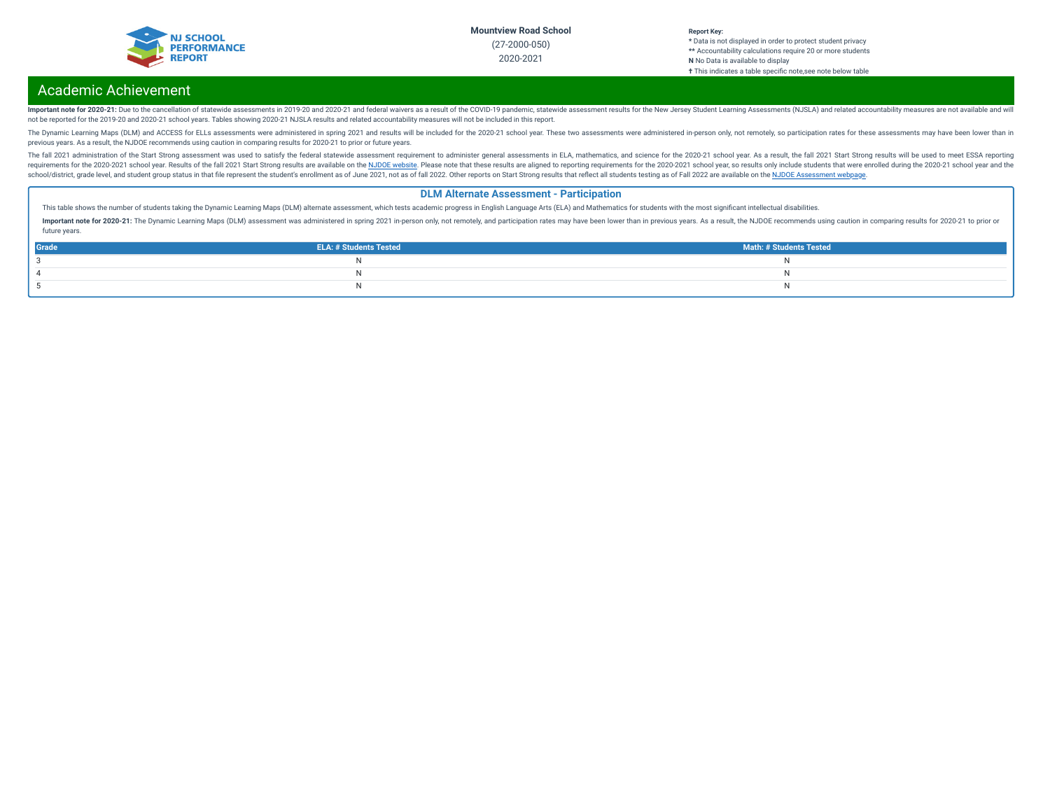Mountview Road School
(27-2000-050)
2020-2021

Report Key:
* Data is not displayed in order to protect student privacy
** Accountability calculations require 20 or more students
**N** No Data is available to display
† This indicates a table specific note,see note below table

## Academic Achievement

**Important note for 2020-21:** Due to the cancellation of statewide assessments in 2019-20 and 2020-21 and federal waivers as a result of the COVID-19 pandemic, statewide assessment results for the New Jersey Student Learning Assessments (NJSLA) and related accountability measures are not available and will not be reported for the 2019-20 and 2020-21 school years. Tables showing 2020-21 NJSLA results and related accountability measures will not be included in this report.

The Dynamic Learning Maps (DLM) and ACCESS for ELLs assessments were administered in spring 2021 and results will be included for the 2020-21 school year. These two assessments were administered in-person only, not remotely, so participation rates for these assessments may have been lower than in previous years. As a result, the NJDOE recommends using caution in comparing results for 2020-21 to prior or future years.

The fall 2021 administration of the Start Strong assessment was used to satisfy the federal statewide assessment requirement to administer general assessments in ELA, mathematics, and science for the 2020-21 school year. As a result, the fall 2021 Start Strong results will be used to meet ESSA reporting requirements for the 2020-2021 school year. Results of the fall 2021 Start Strong results are available on the NJDOE website. Please note that these results are aligned to reporting requirements for the 2020-2021 school year, so results only include students that were enrolled during the 2020-21 school year and the school/district, grade level, and student group status in that file represent the student's enrollment as of June 2021, not as of fall 2022. Other reports on Start Strong results that reflect all students testing as of Fall 2022 are available on the NJDOE Assessment webpage.

### DLM Alternate Assessment - Participation

This table shows the number of students taking the Dynamic Learning Maps (DLM) alternate assessment, which tests academic progress in English Language Arts (ELA) and Mathematics for students with the most significant intellectual disabilities.

**Important note for 2020-21:** The Dynamic Learning Maps (DLM) assessment was administered in spring 2021 in-person only, not remotely, and participation rates may have been lower than in previous years. As a result, the NJDOE recommends using caution in comparing results for 2020-21 to prior or future years.

| Grade | ELA: # Students Tested | Math: # Students Tested |
|---|---|---|
| 3 | N | N |
| 4 | N | N |
| 5 | N | N |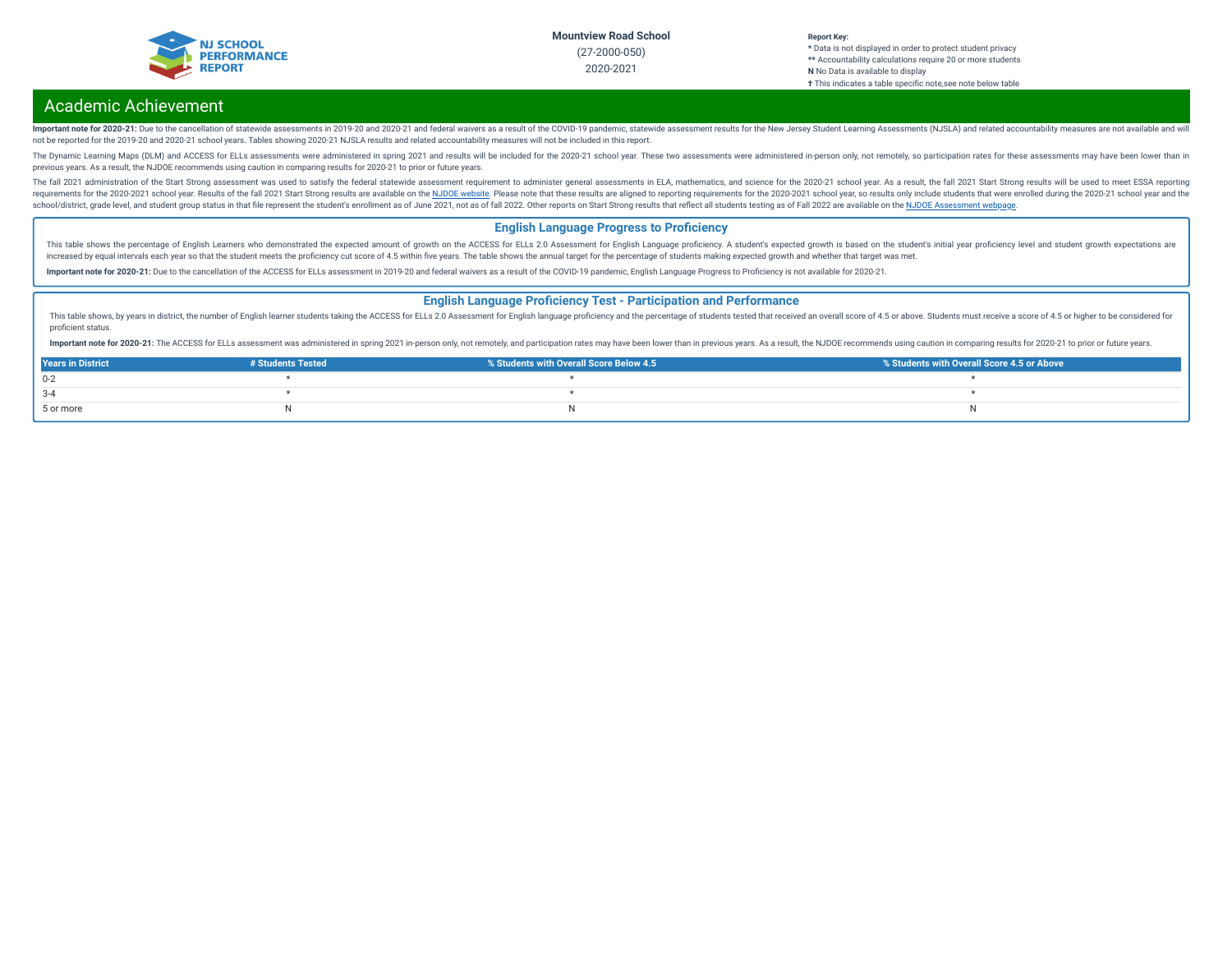# Academic Achievement

**Important note for 2020-21:** Due to the cancellation of statewide assessments in 2019-20 and 2020-21 and federal waivers as a result of the COVID-19 pandemic, statewide assessment results for the New Jersey Student Learning Assessments (NJSLA) and related accountability measures are not available and will not be reported for the 2019-20 and 2020-21 school years. Tables showing 2020-21 NJSLA results and related accountability measures will not be included in this report.

The Dynamic Learning Maps (DLM) and ACCESS for ELLs assessments were administered in spring 2021 and results will be included for the 2020-21 school year. These two assessments were administered in-person only, not remotely, so participation rates for these assessments may have been lower than in previous years. As a result, the NJDOE recommends using caution in comparing results for 2020-21 to prior or future years.

The fall 2021 administration of the Start Strong assessment was used to satisfy the federal statewide assessment requirement to administer general assessments in ELA, mathematics, and science for the 2020-21 school year. As a result, the fall 2021 Start Strong results will be used to meet ESSA reporting requirements for the 2020-2021 school year. Results of the fall 2021 Start Strong results are available on the NJDOE website. Please note that these results are aligned to reporting requirements for the 2020-2021 school year, so results only include students that were enrolled during the 2020-21 school year and the school/district, grade level, and student group status in that file represent the student's enrollment as of June 2021, not as of fall 2022. Other reports on Start Strong results that reflect all students testing as of Fall 2022 are available on the NJDOE Assessment webpage.

## English Language Progress to Proficiency

This table shows the percentage of English Learners who demonstrated the expected amount of growth on the ACCESS for ELLs 2.0 Assessment for English Language proficiency. A student's expected growth is based on the student's initial year proficiency level and student growth expectations are increased by equal intervals each year so that the student meets the proficiency cut score of 4.5 within five years. The table shows the annual target for the percentage of students making expected growth and whether that target was met.

**Important note for 2020-21:** Due to the cancellation of the ACCESS for ELLs assessment in 2019-20 and federal waivers as a result of the COVID-19 pandemic, English Language Progress to Proficiency is not available for 2020-21.

## English Language Proficiency Test - Participation and Performance

This table shows, by years in district, the number of English learner students taking the ACCESS for ELLs 2.0 Assessment for English language proficiency and the percentage of students tested that received an overall score of 4.5 or above. Students must receive a score of 4.5 or higher to be considered for proficient status.

**Important note for 2020-21:** The ACCESS for ELLs assessment was administered in spring 2021 in-person only, not remotely, and participation rates may have been lower than in previous years. As a result, the NJDOE recommends using caution in comparing results for 2020-21 to prior or future years.

| Years in District | # Students Tested | % Students with Overall Score Below 4.5 | % Students with Overall Score 4.5 or Above |
|---|---|---|---|
| 0-2 | * | * | * |
| 3-4 | * | * | * |
| 5 or more | N | N | N |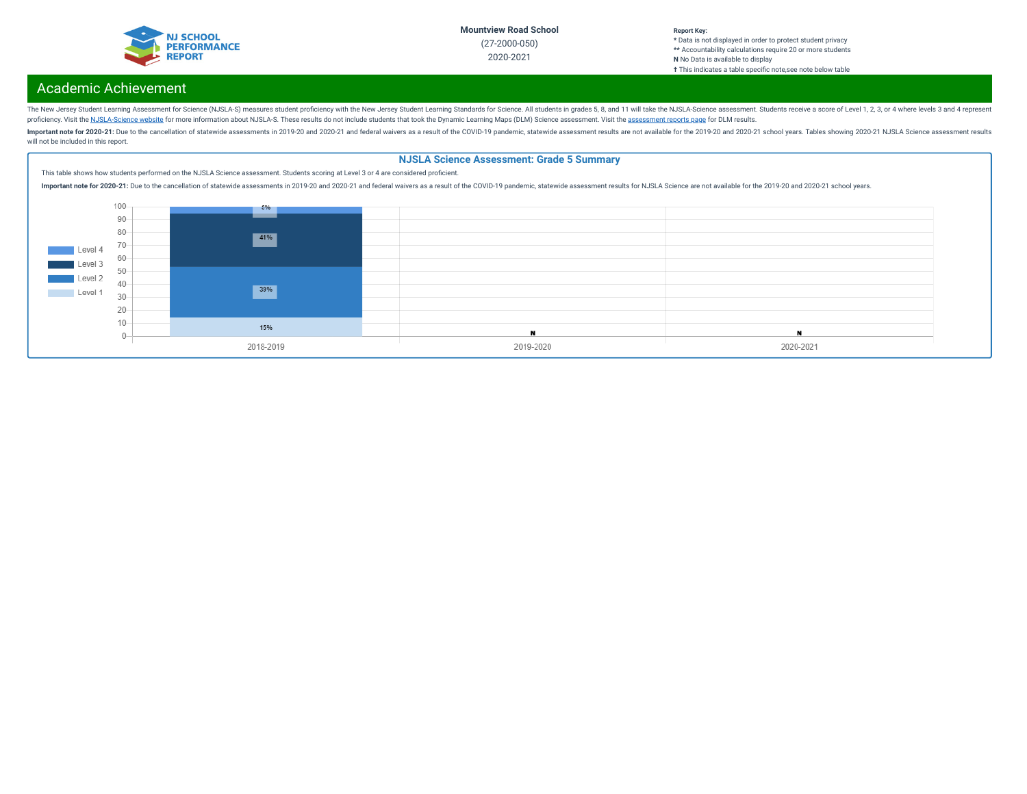# Academic Achievement

The New Jersey Student Learning Assessment for Science (NJSLA-S) measures student proficiency with the New Jersey Student Learning Standards for Science. All students in grades 5, 8, and 11 will take the NJSLA-Science assessment. Students receive a score of Level 1, 2, 3, or 4 where levels 3 and 4 represent proficiency. Visit the NJSLA-Science website for more information about NJSLA-S. These results do not include students that took the Dynamic Learning Maps (DLM) Science assessment. Visit the assessment reports page for DLM results.

**Important note for 2020-21:** Due to the cancellation of statewide assessments in 2019-20 and 2020-21 and federal waivers as a result of the COVID-19 pandemic, statewide assessment results are not available for the 2019-20 and 2020-21 school years. Tables showing 2020-21 NJSLA Science assessment results will not be included in this report.

## NJSLA Science Assessment: Grade 5 Summary

This table shows how students performed on the NJSLA Science assessment. Students scoring at Level 3 or 4 are considered proficient.

**Important note for 2020-21:** Due to the cancellation of statewide assessments in 2019-20 and 2020-21 and federal waivers as a result of the COVID-19 pandemic, statewide assessment results for NJSLA Science are not available for the 2019-20 and 2020-21 school years.

| Year | Level 1 | Level 2 | Level 3 | Level 4 |
|---|---|---|---|---|
| 2018-2019 | 15% | 39% | 41% | 5% |
| 2019-2020 | N | N | N | N |
| 2020-2021 | N | N | N | N |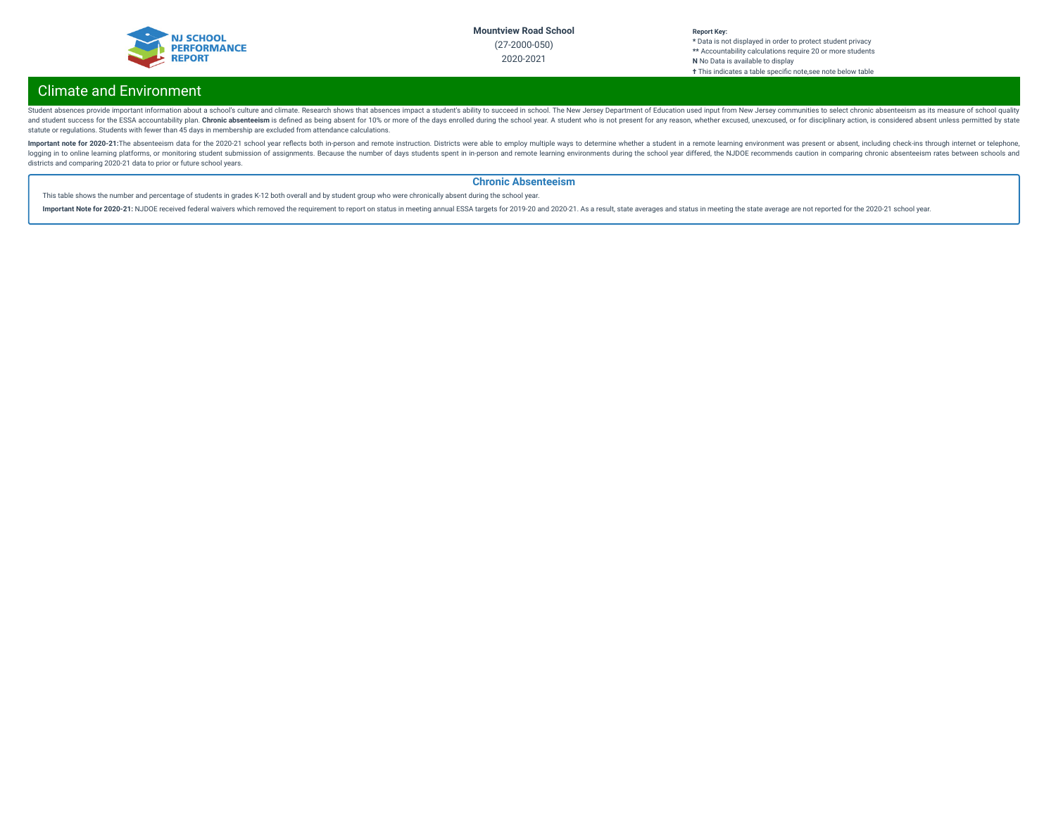## Climate and Environment

Student absences provide important information about a school's culture and climate. Research shows that absences impact a student's ability to succeed in school. The New Jersey Department of Education used input from New Jersey communities to select chronic absenteeism as its measure of school quality and student success for the ESSA accountability plan. **Chronic absenteeism** is defined as being absent for 10% or more of the days enrolled during the school year. A student who is not present for any reason, whether excused, unexcused, or for disciplinary action, is considered absent unless permitted by state statute or regulations. Students with fewer than 45 days in membership are excluded from attendance calculations.

**Important note for 2020-21:** The absenteeism data for the 2020-21 school year reflects both in-person and remote instruction. Districts were able to employ multiple ways to determine whether a student in a remote learning environment was present or absent, including check-ins through internet or telephone, logging in to online learning platforms, or monitoring student submission of assignments. Because the number of days students spent in in-person and remote learning environments during the school year differed, the NJDOE recommends caution in comparing chronic absenteeism rates between schools and districts and comparing 2020-21 data to prior or future school years.

### Chronic Absenteeism

This table shows the number and percentage of students in grades K-12 both overall and by student group who were chronically absent during the school year.

**Important Note for 2020-21:** NJDOE received federal waivers which removed the requirement to report on status in meeting annual ESSA targets for 2019-20 and 2020-21. As a result, state averages and status in meeting the state average are not reported for the 2020-21 school year.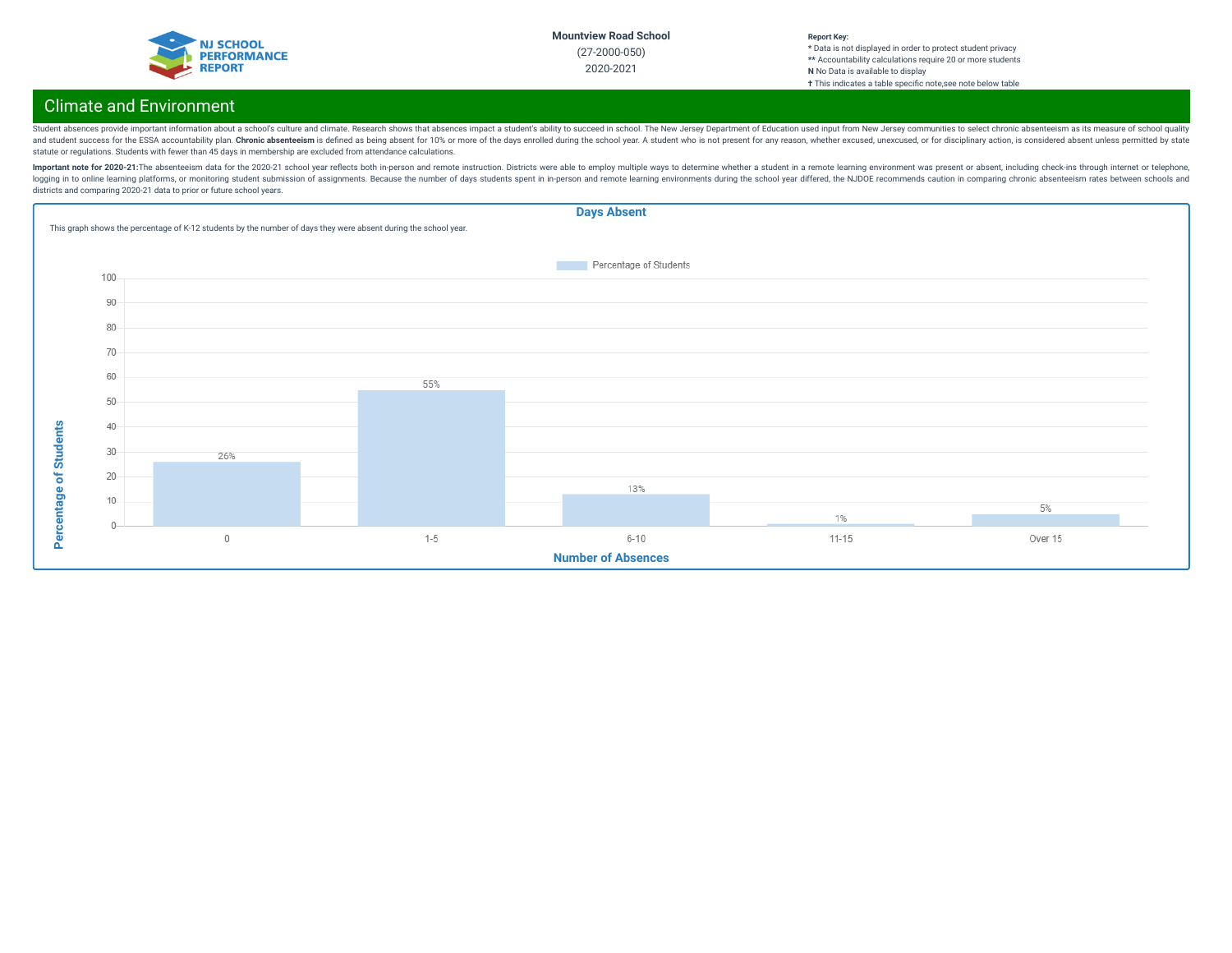Mountview Road School

(27-2000-050)

2020-2021

**Report Key:**
* Data is not displayed in order to protect student privacy
** Accountability calculations require 20 or more students
**N** No Data is available to display
† This indicates a table specific note,see note below table

## Climate and Environment

Student absences provide important information about a school's culture and climate. Research shows that absences impact a student's ability to succeed in school. The New Jersey Department of Education used input from New Jersey communities to select chronic absenteeism as its measure of school quality and student success for the ESSA accountability plan. **Chronic absenteeism** is defined as being absent for 10% or more of the days enrolled during the school year. A student who is not present for any reason, whether excused, unexcused, or for disciplinary action, is considered absent unless permitted by state statute or regulations. Students with fewer than 45 days in membership are excluded from attendance calculations.

**Important note for 2020-21:**The absenteeism data for the 2020-21 school year reflects both in-person and remote instruction. Districts were able to employ multiple ways to determine whether a student in a remote learning environment was present or absent, including check-ins through internet or telephone, logging in to online learning platforms, or monitoring student submission of assignments. Because the number of days students spent in in-person and remote learning environments during the school year differed, the NJDOE recommends caution in comparing chronic absenteeism rates between schools and districts and comparing 2020-21 data to prior or future school years.

### Days Absent

This graph shows the percentage of K-12 students by the number of days they were absent during the school year.

| Number of Absences | Percentage of Students |
|---|---|
| 0 | 26% |
| 1-5 | 55% |
| 6-10 | 13% |
| 11-15 | 1% |
| Over 15 | 5% |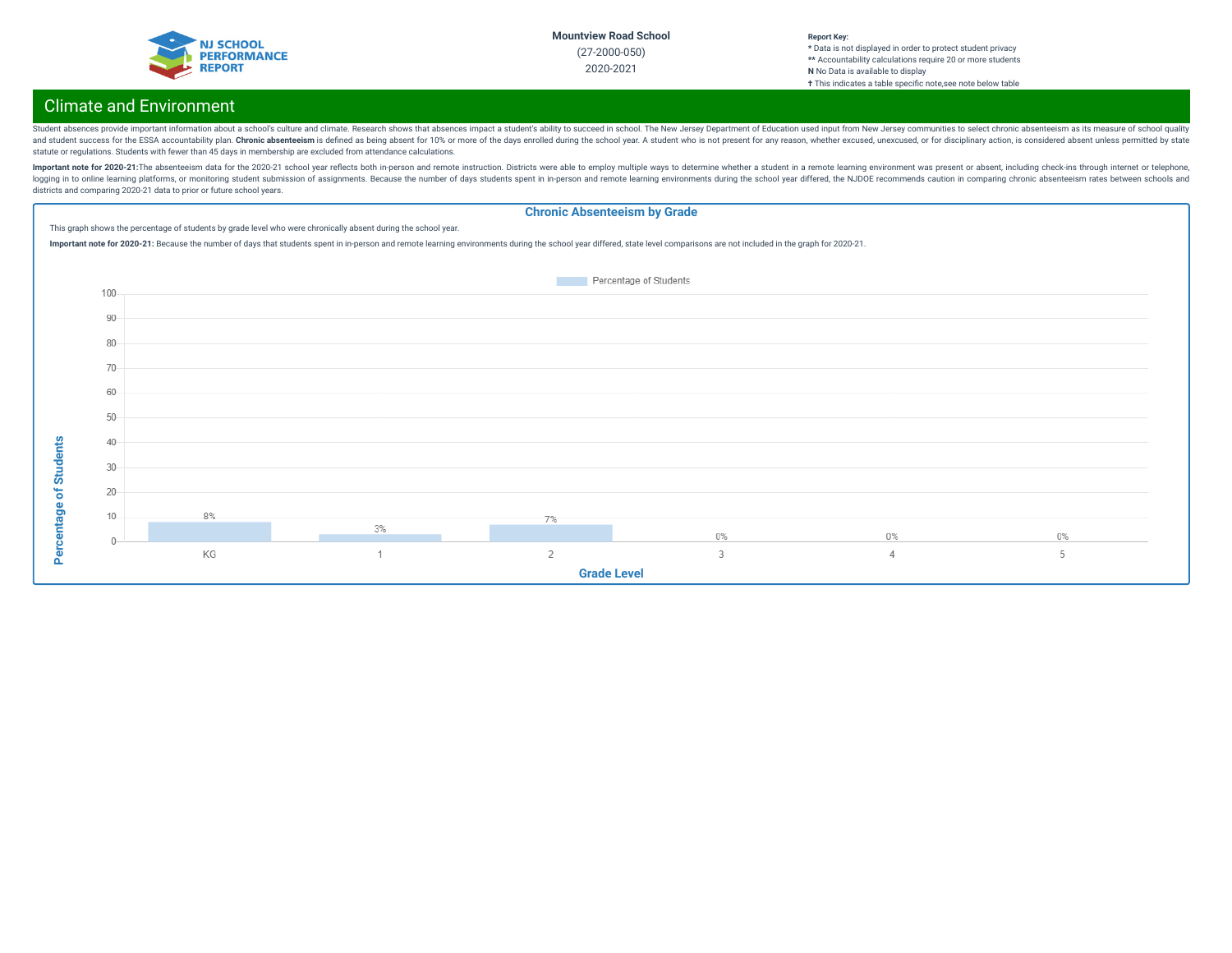Mountview Road School
(27-2000-050)
2020-2021

**Report Key:**
* Data is not displayed in order to protect student privacy
** Accountability calculations require 20 or more students
**N** No Data is available to display
† This indicates a table specific note,see note below table

## Climate and Environment

Student absences provide important information about a school's culture and climate. Research shows that absences impact a student's ability to succeed in school. The New Jersey Department of Education used input from New Jersey communities to select chronic absenteeism as its measure of school quality and student success for the ESSA accountability plan. **Chronic absenteeism** is defined as being absent for 10% or more of the days enrolled during the school year. A student who is not present for any reason, whether excused, unexcused, or for disciplinary action, is considered absent unless permitted by state statute or regulations. Students with fewer than 45 days in membership are excluded from attendance calculations.

**Important note for 2020-21:**The absenteeism data for the 2020-21 school year reflects both in-person and remote instruction. Districts were able to employ multiple ways to determine whether a student in a remote learning environment was present or absent, including check-ins through internet or telephone, logging in to online learning platforms, or monitoring student submission of assignments. Because the number of days students spent in in-person and remote learning environments during the school year differed, the NJDOE recommends caution in comparing chronic absenteeism rates between schools and districts and comparing 2020-21 data to prior or future school years.

### Chronic Absenteeism by Grade

This graph shows the percentage of students by grade level who were chronically absent during the school year.

**Important note for 2020-21:** Because the number of days that students spent in in-person and remote learning environments during the school year differed, state level comparisons are not included in the graph for 2020-21.

| Grade Level | Percentage of Students |
|---|---|
| KG | 8% |
| 1 | 3% |
| 2 | 7% |
| 3 | 0% |
| 4 | 0% |
| 5 | 0% |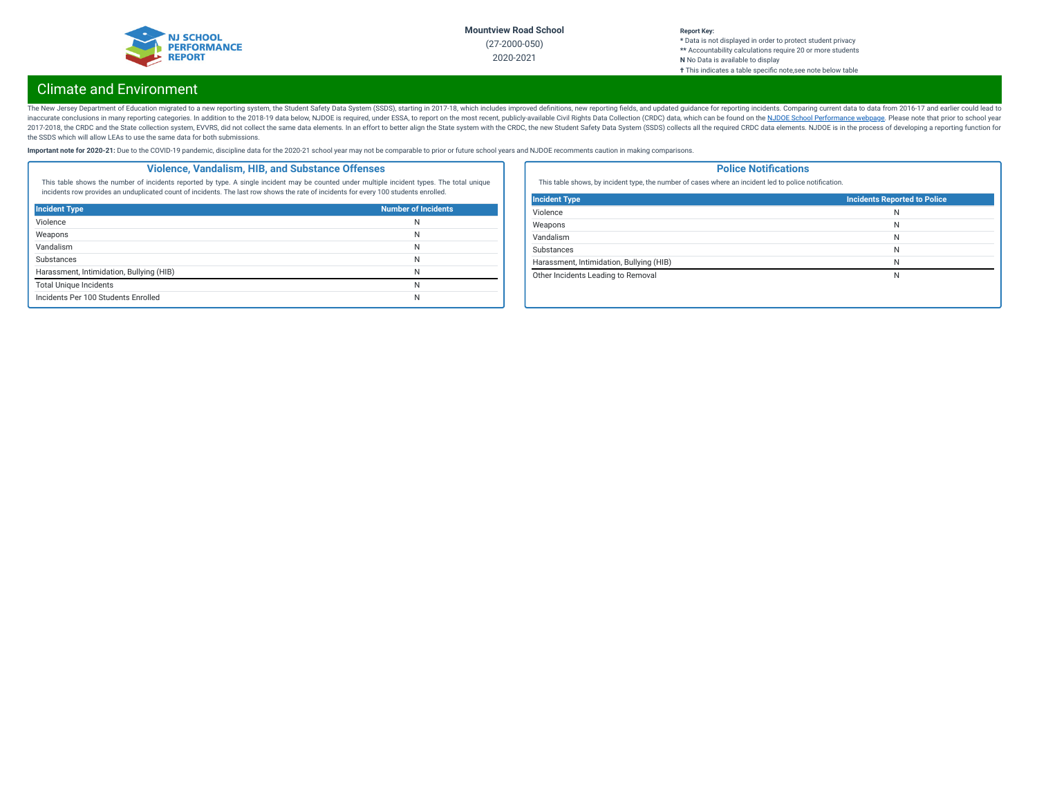Mountview Road School

(27-2000-050)

2020-2021

**Report Key:**
* Data is not displayed in order to protect student privacy
** Accountability calculations require 20 or more students
**N** No Data is available to display
† This indicates a table specific note,see note below table

## Climate and Environment

The New Jersey Department of Education migrated to a new reporting system, the Student Safety Data System (SSDS), starting in 2017-18, which includes improved definitions, new reporting fields, and updated guidance for reporting incidents. Comparing current data to data from 2016-17 and earlier could lead to inaccurate conclusions in many reporting categories. In addition to the 2018-19 data below, NJDOE is required, under ESSA, to report on the most recent, publicly-available Civil Rights Data Collection (CRDC) data, which can be found on the NJDOE School Performance webpage. Please note that prior to school year 2017-2018, the CRDC and the State collection system, EVVRS, did not collect the same data elements. In an effort to better align the State system with the CRDC, the new Student Safety Data System (SSDS) collects all the required CRDC data elements. NJDOE is in the process of developing a reporting function for the SSDS which will allow LEAs to use the same data for both submissions.

**Important note for 2020-21:** Due to the COVID-19 pandemic, discipline data for the 2020-21 school year may not be comparable to prior or future school years and NJDOE recomments caution in making comparisons.

### Violence, Vandalism, HIB, and Substance Offenses

This table shows the number of incidents reported by type. A single incident may be counted under multiple incident types. The total unique incidents row provides an unduplicated count of incidents. The last row shows the rate of incidents for every 100 students enrolled.

| Incident Type | Number of Incidents |
|---|---|
| Violence | N |
| Weapons | N |
| Vandalism | N |
| Substances | N |
| Harassment, Intimidation, Bullying (HIB) | N |
| Total Unique Incidents | N |
| Incidents Per 100 Students Enrolled | N |

### Police Notifications

This table shows, by incident type, the number of cases where an incident led to police notification.

| Incident Type | Incidents Reported to Police |
|---|---|
| Violence | N |
| Weapons | N |
| Vandalism | N |
| Substances | N |
| Harassment, Intimidation, Bullying (HIB) | N |
| Other Incidents Leading to Removal | N |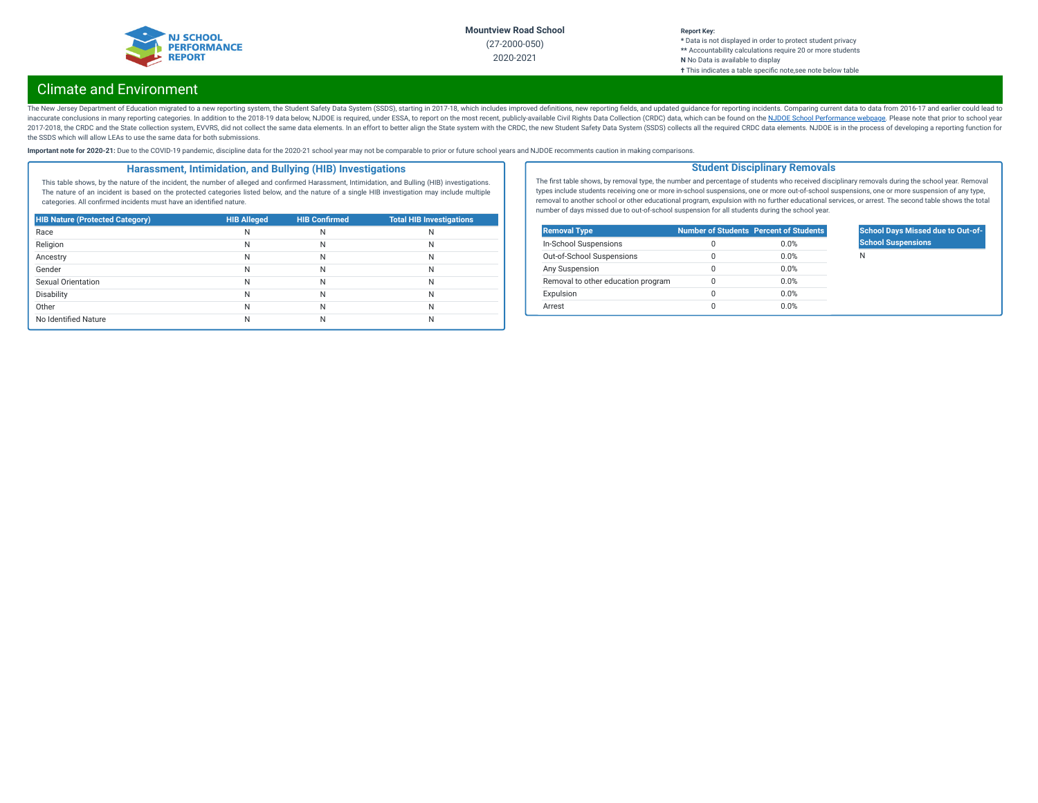Mountview Road School

(27-2000-050)

2020-2021

**Report Key:**
* Data is not displayed in order to protect student privacy
** Accountability calculations require 20 or more students
**N** No Data is available to display
† This indicates a table specific note,see note below table

## Climate and Environment

The New Jersey Department of Education migrated to a new reporting system, the Student Safety Data System (SSDS), starting in 2017-18, which includes improved definitions, new reporting fields, and updated guidance for reporting incidents. Comparing current data to data from 2016-17 and earlier could lead to inaccurate conclusions in many reporting categories. In addition to the 2018-19 data below, NJDOE is required, under ESSA, to report on the most recent, publicly-available Civil Rights Data Collection (CRDC) data, which can be found on the NJDOE School Performance webpage. Please note that prior to school year 2017-2018, the CRDC and the State collection system, EVVRS, did not collect the same data elements. In an effort to better align the State system with the CRDC, the new Student Safety Data System (SSDS) collects all the required CRDC data elements. NJDOE is in the process of developing a reporting function for the SSDS which will allow LEAs to use the same data for both submissions.

**Important note for 2020-21:** Due to the COVID-19 pandemic, discipline data for the 2020-21 school year may not be comparable to prior or future school years and NJDOE recomments caution in making comparisons.

### Harassment, Intimidation, and Bullying (HIB) Investigations

This table shows, by the nature of the incident, the number of alleged and confirmed Harassment, Intimidation, and Bulling (HIB) investigations. The nature of an incident is based on the protected categories listed below, and the nature of a single HIB investigation may include multiple categories. All confirmed incidents must have an identified nature.

| HIB Nature (Protected Category) | HIB Alleged | HIB Confirmed | Total HIB Investigations |
|---|---|---|---|
| Race | N | N | N |
| Religion | N | N | N |
| Ancestry | N | N | N |
| Gender | N | N | N |
| Sexual Orientation | N | N | N |
| Disability | N | N | N |
| Other | N | N | N |
| No Identified Nature | N | N | N |

### Student Disciplinary Removals

The first table shows, by removal type, the number and percentage of students who received disciplinary removals during the school year. Removal types include students receiving one or more in-school suspensions, one or more out-of-school suspensions, one or more suspension of any type, removal to another school or other educational program, expulsion with no further educational services, or arrest. The second table shows the total number of days missed due to out-of-school suspension for all students during the school year.

| Removal Type | Number of Students | Percent of Students |
|---|---|---|
| In-School Suspensions | 0 | 0.0% |
| Out-of-School Suspensions | 0 | 0.0% |
| Any Suspension | 0 | 0.0% |
| Removal to other education program | 0 | 0.0% |
| Expulsion | 0 | 0.0% |
| Arrest | 0 | 0.0% |

| School Days Missed due to Out-of-School Suspensions |
|---|
| N |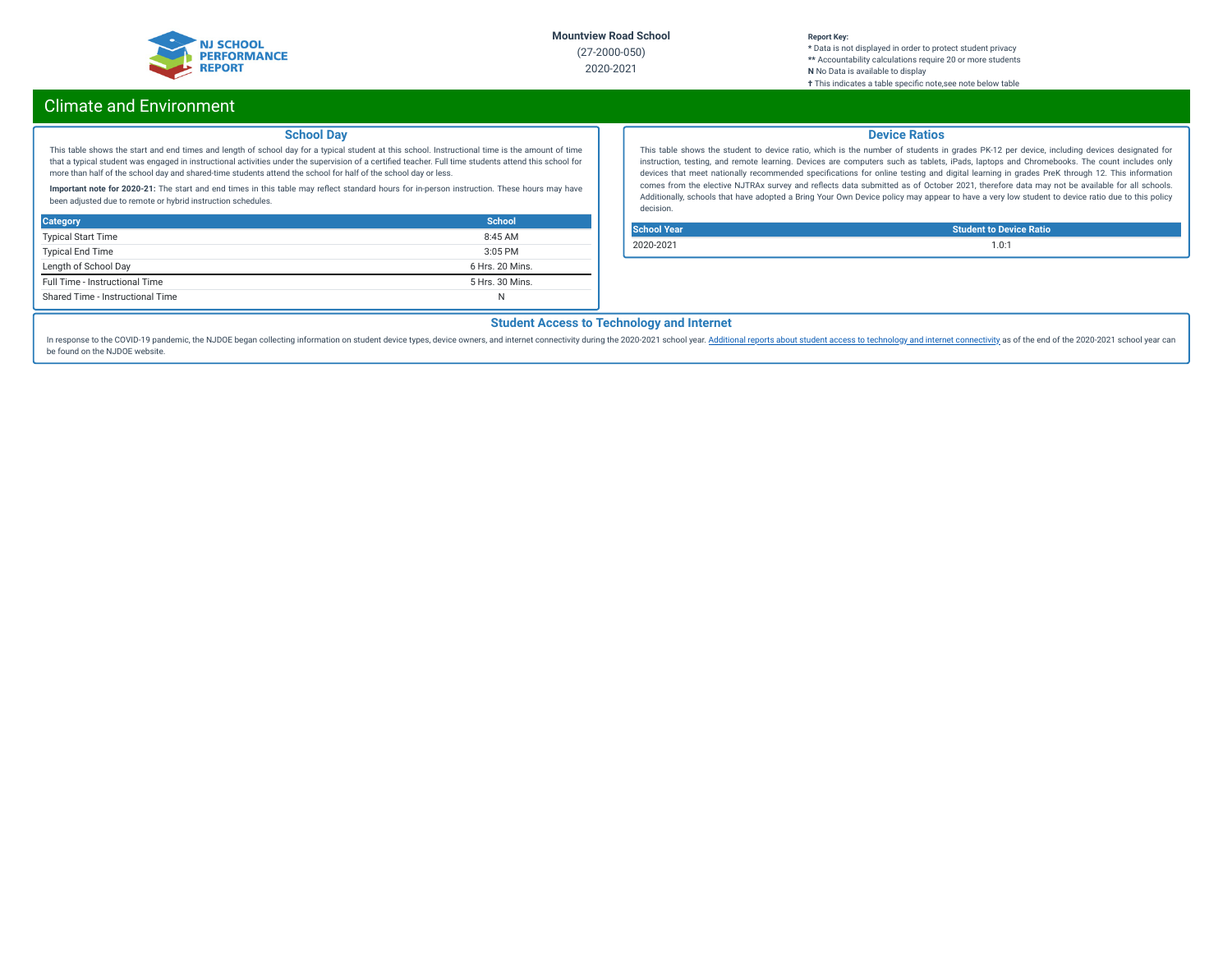## Climate and Environment

### School Day

This table shows the start and end times and length of school day for a typical student at this school. Instructional time is the amount of time that a typical student was engaged in instructional activities under the supervision of a certified teacher. Full time students attend this school for more than half of the school day and shared-time students attend the school for half of the school day or less.

**Important note for 2020-21:** The start and end times in this table may reflect standard hours for in-person instruction. These hours may have been adjusted due to remote or hybrid instruction schedules.

| Category | School |
|---|---|
| Typical Start Time | 8:45 AM |
| Typical End Time | 3:05 PM |
| Length of School Day | 6 Hrs. 20 Mins. |
| Full Time - Instructional Time | 5 Hrs. 30 Mins. |
| Shared Time - Instructional Time | N |

### Device Ratios

This table shows the student to device ratio, which is the number of students in grades PK-12 per device, including devices designated for instruction, testing, and remote learning. Devices are computers such as tablets, iPads, laptops and Chromebooks. The count includes only devices that meet nationally recommended specifications for online testing and digital learning in grades PreK through 12. This information comes from the elective NJTRAx survey and reflects data submitted as of October 2021, therefore data may not be available for all schools. Additionally, schools that have adopted a Bring Your Own Device policy may appear to have a very low student to device ratio due to this policy decision.

| School Year | Student to Device Ratio |
|---|---|
| 2020-2021 | 1.0:1 |

### Student Access to Technology and Internet

In response to the COVID-19 pandemic, the NJDOE began collecting information on student device types, device owners, and internet connectivity during the 2020-2021 school year. Additional reports about student access to technology and internet connectivity as of the end of the 2020-2021 school year can be found on the NJDOE website.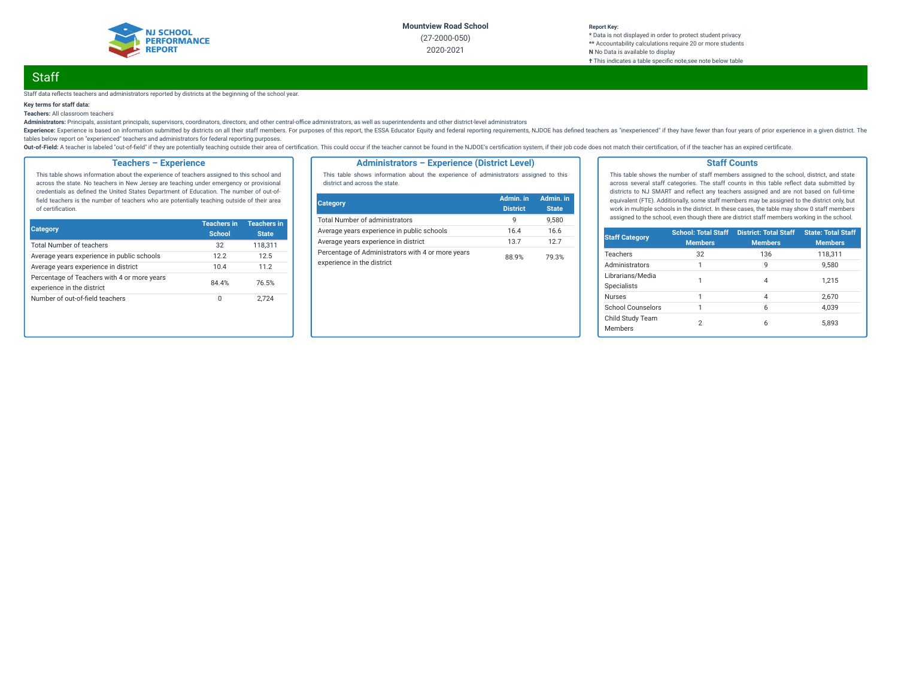Mountview Road School

(27-2000-050)

2020-2021

**Report Key:**
* Data is not displayed in order to protect student privacy
** Accountability calculations require 20 or more students
**N** No Data is available to display
† This indicates a table specific note,see note below table

## Staff

Staff data reflects teachers and administrators reported by districts at the beginning of the school year.

**Key terms for staff data:**

**Teachers:** All classroom teachers

**Administrators:** Principals, assistant principals, supervisors, coordinators, directors, and other central-office administrators, as well as superintendents and other district-level administrators

**Experience:** Experience is based on information submitted by districts on all their staff members. For purposes of this report, the ESSA Educator Equity and federal reporting requirements, NJDOE has defined teachers as "inexperienced" if they have fewer than four years of prior experience in a given district. The tables below report on "experienced" teachers and administrators for federal reporting purposes.

**Out-of-Field:** A teacher is labeled "out-of-field" if they are potentially teaching outside their area of certification. This could occur if the teacher cannot be found in the NJDOE's certification system, if their job code does not match their certification, of if the teacher has an expired certificate.

### Teachers – Experience

This table shows information about the experience of teachers assigned to this school and across the state. No teachers in New Jersey are teaching under emergency or provisional credentials as defined the United States Department of Education. The number of out-of-field teachers is the number of teachers who are potentially teaching outside of their area of certification.

| Category | Teachers in School | Teachers in State |
|---|---|---|
| Total Number of teachers | 32 | 118,311 |
| Average years experience in public schools | 12.2 | 12.5 |
| Average years experience in district | 10.4 | 11.2 |
| Percentage of Teachers with 4 or more years experience in the district | 84.4% | 76.5% |
| Number of out-of-field teachers | 0 | 2,724 |

### Administrators – Experience (District Level)

This table shows information about the experience of administrators assigned to this district and across the state.

| Category | Admin. in District | Admin. in State |
|---|---|---|
| Total Number of administrators | 9 | 9,580 |
| Average years experience in public schools | 16.4 | 16.6 |
| Average years experience in district | 13.7 | 12.7 |
| Percentage of Administrators with 4 or more years experience in the district | 88.9% | 79.3% |

### Staff Counts

This table shows the number of staff members assigned to the school, district, and state across several staff categories. The staff counts in this table reflect data submitted by districts to NJ SMART and reflect any teachers assigned and are not based on full-time equivalent (FTE). Additionally, some staff members may be assigned to the district only, but work in multiple schools in the district. In these cases, the table may show 0 staff members assigned to the school, even though there are district staff members working in the school.

| Staff Category | School: Total Staff Members | District: Total Staff Members | State: Total Staff Members |
|---|---|---|---|
| Teachers | 32 | 136 | 118,311 |
| Administrators | 1 | 9 | 9,580 |
| Librarians/Media Specialists | 1 | 4 | 1,215 |
| Nurses | 1 | 4 | 2,670 |
| School Counselors | 1 | 6 | 4,039 |
| Child Study Team Members | 2 | 6 | 5,893 |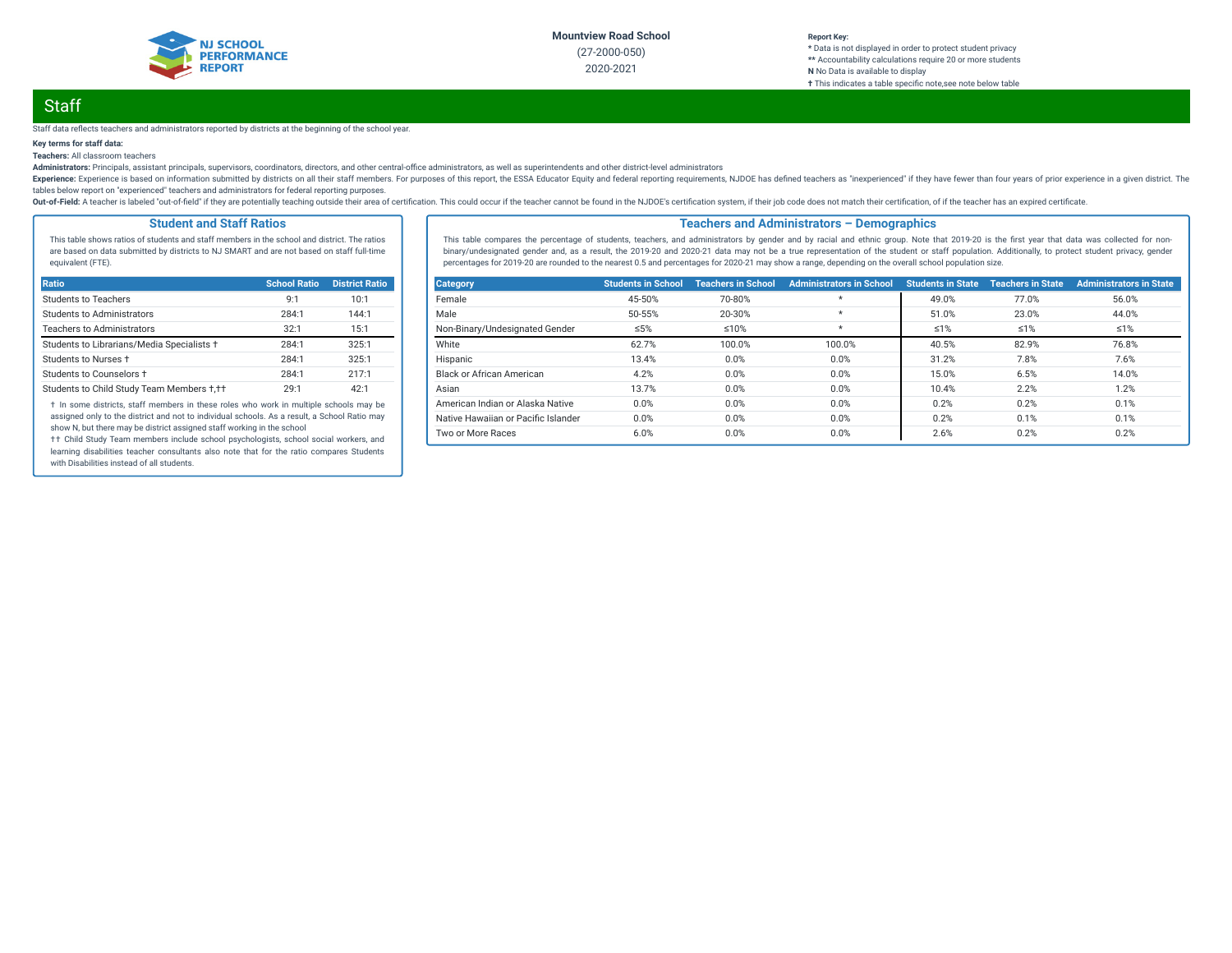## Staff

Staff data reflects teachers and administrators reported by districts at the beginning of the school year.

**Key terms for staff data:**

**Teachers:** All classroom teachers

**Administrators:** Principals, assistant principals, supervisors, coordinators, directors, and other central-office administrators, as well as superintendents and other district-level administrators

**Experience:** Experience is based on information submitted by districts on all their staff members. For purposes of this report, the ESSA Educator Equity and federal reporting requirements, NJDOE has defined teachers as "inexperienced" if they have fewer than four years of prior experience in a given district. The tables below report on "experienced" teachers and administrators for federal reporting purposes.

**Out-of-Field:** A teacher is labeled "out-of-field" if they are potentially teaching outside their area of certification. This could occur if the teacher cannot be found in the NJDOE's certification system, if their job code does not match their certification, of if the teacher has an expired certificate.

### Student and Staff Ratios

This table shows ratios of students and staff members in the school and district. The ratios are based on data submitted by districts to NJ SMART and are not based on staff full-time equivalent (FTE).

| Ratio | School Ratio | District Ratio |
|---|---|---|
| Students to Teachers | 9:1 | 10:1 |
| Students to Administrators | 284:1 | 144:1 |
| Teachers to Administrators | 32:1 | 15:1 |
| Students to Librarians/Media Specialists † | 284:1 | 325:1 |
| Students to Nurses † | 284:1 | 325:1 |
| Students to Counselors † | 284:1 | 217:1 |
| Students to Child Study Team Members †,†† | 29:1 | 42:1 |

† In some districts, staff members in these roles who work in multiple schools may be assigned only to the district and not to individual schools. As a result, a School Ratio may show N, but there may be district assigned staff working in the school

†† Child Study Team members include school psychologists, school social workers, and learning disabilities teacher consultants also note that for the ratio compares Students with Disabilities instead of all students.

### Teachers and Administrators – Demographics

This table compares the percentage of students, teachers, and administrators by gender and by racial and ethnic group. Note that 2019-20 is the first year that data was collected for non-binary/undesignated gender and, as a result, the 2019-20 and 2020-21 data may not be a true representation of the student or staff population. Additionally, to protect student privacy, gender percentages for 2019-20 are rounded to the nearest 0.5 and percentages for 2020-21 may show a range, depending on the overall school population size.

| Category | Students in School | Teachers in School | Administrators in School | Students in State | Teachers in State | Administrators in State |
|---|---|---|---|---|---|---|
| Female | 45-50% | 70-80% | * | 49.0% | 77.0% | 56.0% |
| Male | 50-55% | 20-30% | * | 51.0% | 23.0% | 44.0% |
| Non-Binary/Undesignated Gender | ≤5% | ≤10% | * | ≤1% | ≤1% | ≤1% |
| White | 62.7% | 100.0% | 100.0% | 40.5% | 82.9% | 76.8% |
| Hispanic | 13.4% | 0.0% | 0.0% | 31.2% | 7.8% | 7.6% |
| Black or African American | 4.2% | 0.0% | 0.0% | 15.0% | 6.5% | 14.0% |
| Asian | 13.7% | 0.0% | 0.0% | 10.4% | 2.2% | 1.2% |
| American Indian or Alaska Native | 0.0% | 0.0% | 0.0% | 0.2% | 0.2% | 0.1% |
| Native Hawaiian or Pacific Islander | 0.0% | 0.0% | 0.0% | 0.2% | 0.1% | 0.1% |
| Two or More Races | 6.0% | 0.0% | 0.0% | 2.6% | 0.2% | 0.2% |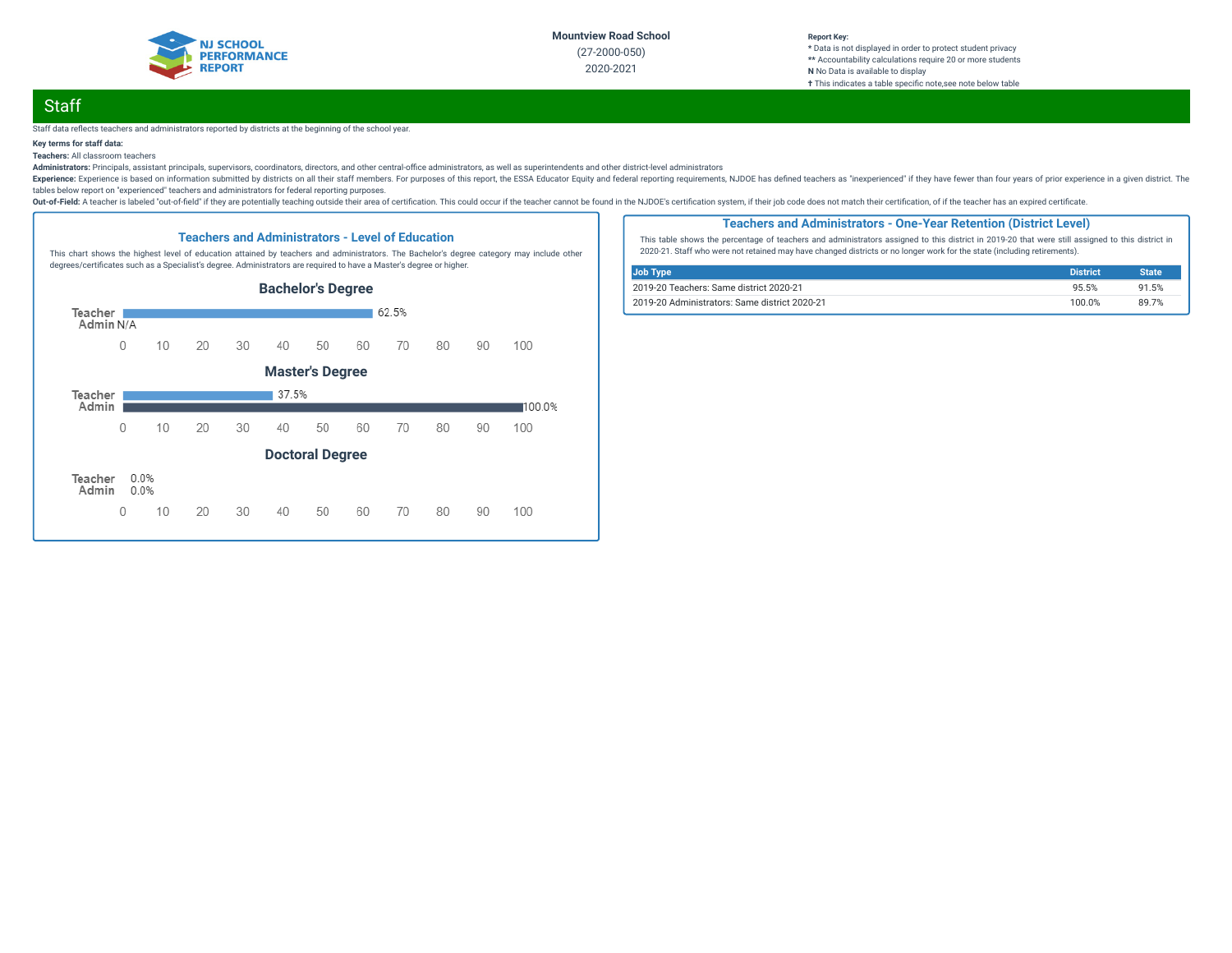Mountview Road School

(27-2000-050)

2020-2021

Report Key:
* Data is not displayed in order to protect student privacy
** Accountability calculations require 20 or more students
**N** No Data is available to display
† This indicates a table specific note,see note below table

## Staff

Staff data reflects teachers and administrators reported by districts at the beginning of the school year.

**Key terms for staff data:**

**Teachers:** All classroom teachers

**Administrators:** Principals, assistant principals, supervisors, coordinators, directors, and other central-office administrators, as well as superintendents and other district-level administrators

**Experience:** Experience is based on information submitted by districts on all their staff members. For purposes of this report, the ESSA Educator Equity and federal reporting requirements, NJDOE has defined teachers as "inexperienced" if they have fewer than four years of prior experience in a given district. The tables below report on "experienced" teachers and administrators for federal reporting purposes.

**Out-of-Field:** A teacher is labeled "out-of-field" if they are potentially teaching outside their area of certification. This could occur if the teacher cannot be found in the NJDOE's certification system, if their job code does not match their certification, of if the teacher has an expired certificate.

### Teachers and Administrators - Level of Education

This chart shows the highest level of education attained by teachers and administrators. The Bachelor's degree category may include other degrees/certificates such as a Specialist's degree. Administrators are required to have a Master's degree or higher.

**Bachelor's Degree**

| | Percent |
|---|---|
| Teacher | 62.5% |
| Admin | N/A |

**Master's Degree**

| | Percent |
|---|---|
| Teacher | 37.5% |
| Admin | 100.0% |

**Doctoral Degree**

| | Percent |
|---|---|
| Teacher | 0.0% |
| Admin | 0.0% |

### Teachers and Administrators - One-Year Retention (District Level)

This table shows the percentage of teachers and administrators assigned to this district in 2019-20 that were still assigned to this district in 2020-21. Staff who were not retained may have changed districts or no longer work for the state (including retirements).

| Job Type | District | State |
|---|---|---|
| 2019-20 Teachers: Same district 2020-21 | 95.5% | 91.5% |
| 2019-20 Administrators: Same district 2020-21 | 100.0% | 89.7% |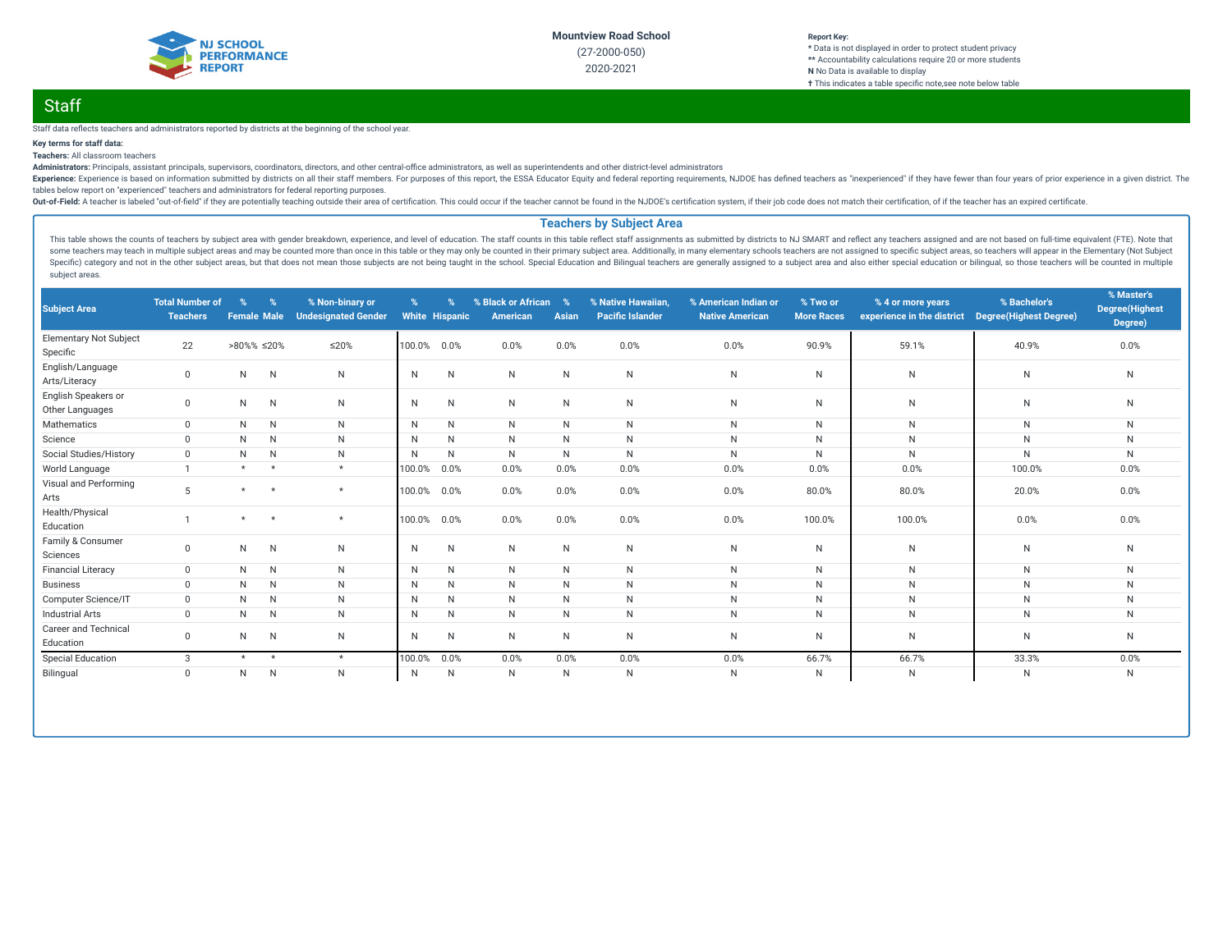Mountview Road School

(27-2000-050)

2020-2021

**Report Key:**
\* Data is not displayed in order to protect student privacy
\*\* Accountability calculations require 20 or more students
**N** No Data is available to display
† This indicates a table specific note,see note below table

## Staff

Staff data reflects teachers and administrators reported by districts at the beginning of the school year.

**Key terms for staff data:**

**Teachers:** All classroom teachers

**Administrators:** Principals, assistant principals, supervisors, coordinators, directors, and other central-office administrators, as well as superintendents and other district-level administrators

**Experience:** Experience is based on information submitted by districts on all their staff members. For purposes of this report, the ESSA Educator Equity and federal reporting requirements, NJDOE has defined teachers as "inexperienced" if they have fewer than four years of prior experience in a given district. The tables below report on "experienced" teachers and administrators for federal reporting purposes.

**Out-of-Field:** A teacher is labeled "out-of-field" if they are potentially teaching outside their area of certification. This could occur if the teacher cannot be found in the NJDOE's certification system, if their job code does not match their certification, of if the teacher has an expired certificate.

### Teachers by Subject Area

This table shows the counts of teachers by subject area with gender breakdown, experience, and level of education. The staff counts in this table reflect staff assignments as submitted by districts to NJ SMART and reflect any teachers assigned and are not based on full-time equivalent (FTE). Note that some teachers may teach in multiple subject areas and may be counted more than once in this table or they may only be counted in their primary subject area. Additionally, in many elementary schools teachers are not assigned to specific subject areas, so teachers will appear in the Elementary (Not Subject Specific) category and not in the other subject areas, but that does not mean those subjects are not being taught in the school. Special Education and Bilingual teachers are generally assigned to a subject area and also either special education or bilingual, so those teachers will be counted in multiple subject areas.

| Subject Area | Total Number of Teachers | % Female | % Male | % Non-binary or Undesignated Gender | % White | % Hispanic | % Black or African American | % Asian | % Native Hawaiian, Pacific Islander | % American Indian or Native American | % Two or More Races | % 4 or more years experience in the district | % Bachelor's Degree(Highest Degree) | % Master's Degree(Highest Degree) |
|---|---|---|---|---|---|---|---|---|---|---|---|---|---|---|
| Elementary Not Subject Specific | 22 | >80%% | ≤20% | ≤20% | 100.0% | 0.0% | 0.0% | 0.0% | 0.0% | 0.0% | 90.9% | 59.1% | 40.9% | 0.0% |
| English/Language Arts/Literacy | 0 | N | N | N | N | N | N | N | N | N | N | N | N | N |
| English Speakers or Other Languages | 0 | N | N | N | N | N | N | N | N | N | N | N | N | N |
| Mathematics | 0 | N | N | N | N | N | N | N | N | N | N | N | N | N |
| Science | 0 | N | N | N | N | N | N | N | N | N | N | N | N | N |
| Social Studies/History | 0 | N | N | N | N | N | N | N | N | N | N | N | N | N |
| World Language | 1 | * | * | * | 100.0% | 0.0% | 0.0% | 0.0% | 0.0% | 0.0% | 0.0% | 0.0% | 100.0% | 0.0% |
| Visual and Performing Arts | 5 | * | * | * | 100.0% | 0.0% | 0.0% | 0.0% | 0.0% | 0.0% | 80.0% | 80.0% | 20.0% | 0.0% |
| Health/Physical Education | 1 | * | * | * | 100.0% | 0.0% | 0.0% | 0.0% | 0.0% | 0.0% | 100.0% | 100.0% | 0.0% | 0.0% |
| Family & Consumer Sciences | 0 | N | N | N | N | N | N | N | N | N | N | N | N | N |
| Financial Literacy | 0 | N | N | N | N | N | N | N | N | N | N | N | N | N |
| Business | 0 | N | N | N | N | N | N | N | N | N | N | N | N | N |
| Computer Science/IT | 0 | N | N | N | N | N | N | N | N | N | N | N | N | N |
| Industrial Arts | 0 | N | N | N | N | N | N | N | N | N | N | N | N | N |
| Career and Technical Education | 0 | N | N | N | N | N | N | N | N | N | N | N | N | N |
| Special Education | 3 | * | * | * | 100.0% | 0.0% | 0.0% | 0.0% | 0.0% | 0.0% | 66.7% | 66.7% | 33.3% | 0.0% |
| Bilingual | 0 | N | N | N | N | N | N | N | N | N | N | N | N | N |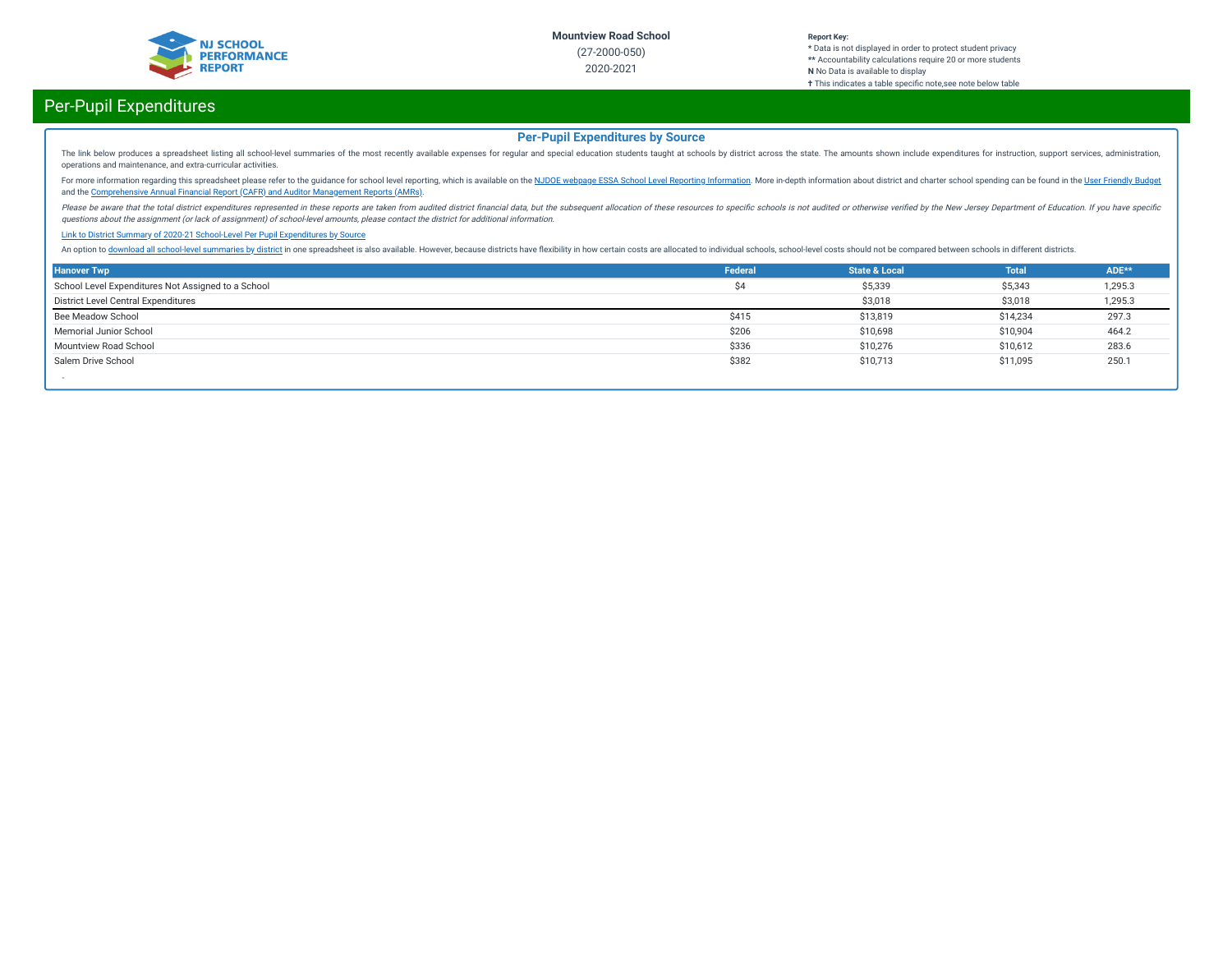# Per-Pupil Expenditures

## Per-Pupil Expenditures by Source

The link below produces a spreadsheet listing all school-level summaries of the most recently available expenses for regular and special education students taught at schools by district across the state. The amounts shown include expenditures for instruction, support services, administration, operations and maintenance, and extra-curricular activities.

For more information regarding this spreadsheet please refer to the guidance for school level reporting, which is available on the NJDOE webpage ESSA School Level Reporting Information. More in-depth information about district and charter school spending can be found in the User Friendly Budget and the Comprehensive Annual Financial Report (CAFR) and Auditor Management Reports (AMRs).

*Please be aware that the total district expenditures represented in these reports are taken from audited district financial data, but the subsequent allocation of these resources to specific schools is not audited or otherwise verified by the New Jersey Department of Education. If you have specific questions about the assignment (or lack of assignment) of school-level amounts, please contact the district for additional information.*

Link to District Summary of 2020-21 School-Level Per Pupil Expenditures by Source

An option to download all school-level summaries by district in one spreadsheet is also available. However, because districts have flexibility in how certain costs are allocated to individual schools, school-level costs should not be compared between schools in different districts.

| Hanover Twp | Federal | State & Local | Total | ADE** |
|---|---|---|---|---|
| School Level Expenditures Not Assigned to a School | $4 | $5,339 | $5,343 | 1,295.3 |
| District Level Central Expenditures | | $3,018 | $3,018 | 1,295.3 |
| Bee Meadow School | $415 | $13,819 | $14,234 | 297.3 |
| Memorial Junior School | $206 | $10,698 | $10,904 | 464.2 |
| Mountview Road School | $336 | $10,276 | $10,612 | 283.6 |
| Salem Drive School | $382 | $10,713 | $11,095 | 250.1 |

-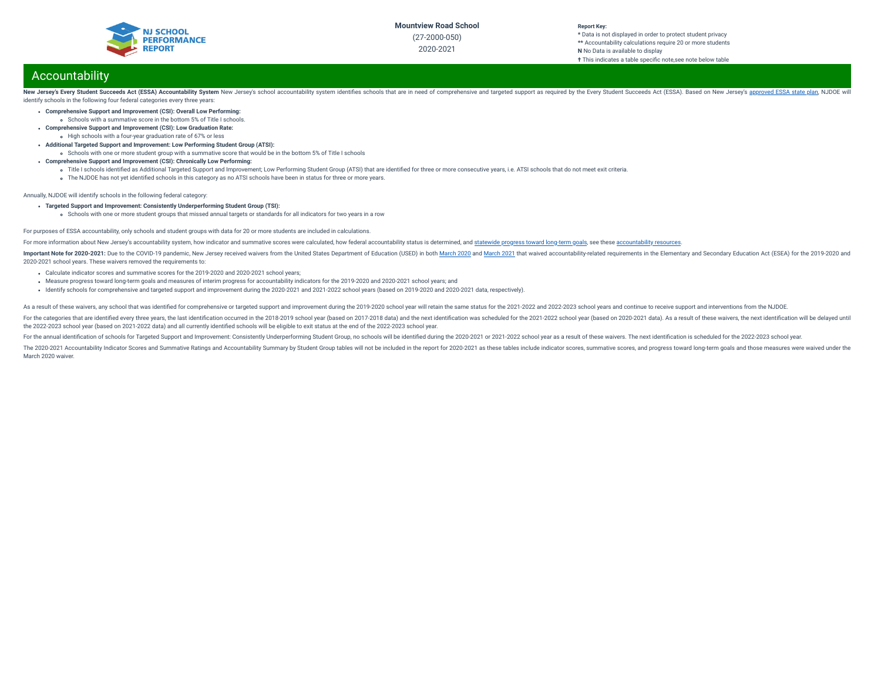# Accountability

**New Jersey's Every Student Succeeds Act (ESSA) Accountability System** New Jersey's school accountability system identifies schools that are in need of comprehensive and targeted support as required by the Every Student Succeeds Act (ESSA). Based on New Jersey's approved ESSA state plan, NJDOE will identify schools in the following four federal categories every three years:

- **Comprehensive Support and Improvement (CSI): Overall Low Performing:**
  - Schools with a summative score in the bottom 5% of Title I schools.
- **Comprehensive Support and Improvement (CSI): Low Graduation Rate:**
  - High schools with a four-year graduation rate of 67% or less
- **Additional Targeted Support and Improvement: Low Performing Student Group (ATSI):**
  - Schools with one or more student group with a summative score that would be in the bottom 5% of Title I schools
- **Comprehensive Support and Improvement (CSI): Chronically Low Performing:**
  - Title I schools identified as Additional Targeted Support and Improvement; Low Performing Student Group (ATSI) that are identified for three or more consecutive years, i.e. ATSI schools that do not meet exit criteria.
  - The NJDOE has not yet identified schools in this category as no ATSI schools have been in status for three or more years.

Annually, NJDOE will identify schools in the following federal category:

- **Targeted Support and Improvement: Consistently Underperforming Student Group (TSI):**
  - Schools with one or more student groups that missed annual targets or standards for all indicators for two years in a row

For purposes of ESSA accountability, only schools and student groups with data for 20 or more students are included in calculations.

For more information about New Jersey's accountability system, how indicator and summative scores were calculated, how federal accountability status is determined, and statewide progress toward long-term goals, see these accountability resources.

**Important Note for 2020-2021:** Due to the COVID-19 pandemic, New Jersey received waivers from the United States Department of Education (USED) in both March 2020 and March 2021 that waived accountability-related requirements in the Elementary and Secondary Education Act (ESEA) for the 2019-2020 and 2020-2021 school years. These waivers removed the requirements to:

- Calculate indicator scores and summative scores for the 2019-2020 and 2020-2021 school years;
- Measure progress toward long-term goals and measures of interim progress for accountability indicators for the 2019-2020 and 2020-2021 school years; and
- Identify schools for comprehensive and targeted support and improvement during the 2020-2021 and 2021-2022 school years (based on 2019-2020 and 2020-2021 data, respectively).

As a result of these waivers, any school that was identified for comprehensive or targeted support and improvement during the 2019-2020 school year will retain the same status for the 2021-2022 and 2022-2023 school years and continue to receive support and interventions from the NJDOE.

For the categories that are identified every three years, the last identification occurred in the 2018-2019 school year (based on 2017-2018 data) and the next identification was scheduled for the 2021-2022 school year (based on 2020-2021 data). As a result of these waivers, the next identification will be delayed until the 2022-2023 school year (based on 2021-2022 data) and all currently identified schools will be eligible to exit status at the end of the 2022-2023 school year.

For the annual identification of schools for Targeted Support and Improvement: Consistently Underperforming Student Group, no schools will be identified during the 2020-2021 or 2021-2022 school year as a result of these waivers. The next identification is scheduled for the 2022-2023 school year.

The 2020-2021 Accountability Indicator Scores and Summative Ratings and Accountability Summary by Student Group tables will not be included in the report for 2020-2021 as these tables include indicator scores, summative scores, and progress toward long-term goals and those measures were waived under the March 2020 waiver.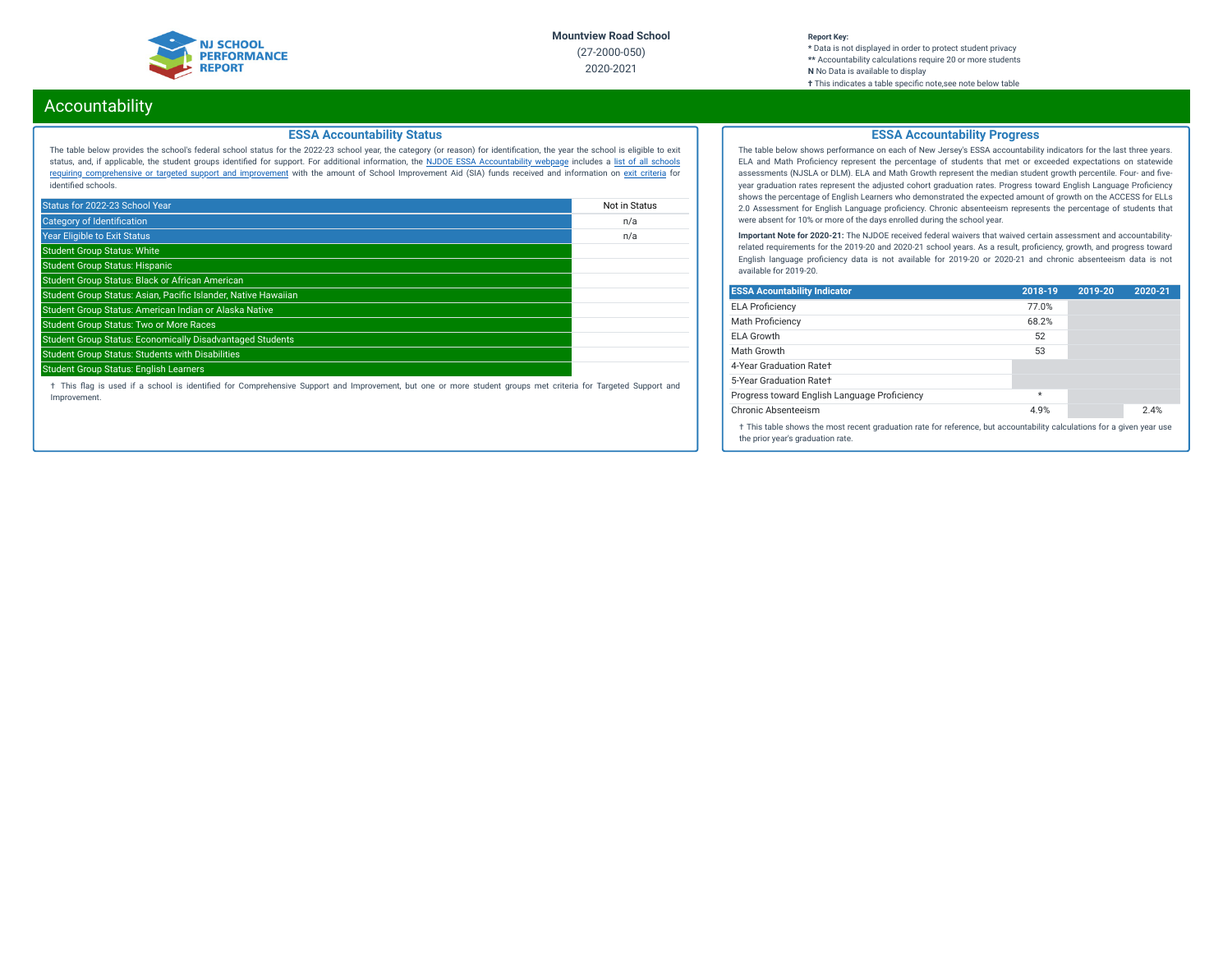# Accountability

## ESSA Accountability Status

The table below provides the school's federal school status for the 2022-23 school year, the category (or reason) for identification, the year the school is eligible to exit status, and, if applicable, the student groups identified for support. For additional information, the NJDOE ESSA Accountability webpage includes a list of all schools requiring comprehensive or targeted support and improvement with the amount of School Improvement Aid (SIA) funds received and information on exit criteria for identified schools.

| | |
|---|---|
| Status for 2022-23 School Year | Not in Status |
| Category of Identification | n/a |
| Year Eligible to Exit Status | n/a |
| Student Group Status: White | |
| Student Group Status: Hispanic | |
| Student Group Status: Black or African American | |
| Student Group Status: Asian, Pacific Islander, Native Hawaiian | |
| Student Group Status: American Indian or Alaska Native | |
| Student Group Status: Two or More Races | |
| Student Group Status: Economically Disadvantaged Students | |
| Student Group Status: Students with Disabilities | |
| Student Group Status: English Learners | |

† This flag is used if a school is identified for Comprehensive Support and Improvement, but one or more student groups met criteria for Targeted Support and Improvement.

## ESSA Accountability Progress

The table below shows performance on each of New Jersey's ESSA accountability indicators for the last three years. ELA and Math Proficiency represent the percentage of students that met or exceeded expectations on statewide assessments (NJSLA or DLM). ELA and Math Growth represent the median student growth percentile. Four- and five-year graduation rates represent the adjusted cohort graduation rates. Progress toward English Language Proficiency shows the percentage of English Learners who demonstrated the expected amount of growth on the ACCESS for ELLs 2.0 Assessment for English Language proficiency. Chronic absenteeism represents the percentage of students that were absent for 10% or more of the days enrolled during the school year.

**Important Note for 2020-21:** The NJDOE received federal waivers that waived certain assessment and accountability-related requirements for the 2019-20 and 2020-21 school years. As a result, proficiency, growth, and progress toward English language proficiency data is not available for 2019-20 or 2020-21 and chronic absenteeism data is not available for 2019-20.

| ESSA Acountability Indicator | 2018-19 | 2019-20 | 2020-21 |
|---|---|---|---|
| ELA Proficiency | 77.0% | | |
| Math Proficiency | 68.2% | | |
| ELA Growth | 52 | | |
| Math Growth | 53 | | |
| 4-Year Graduation Rate† | | | |
| 5-Year Graduation Rate† | | | |
| Progress toward English Language Proficiency | * | | |
| Chronic Absenteeism | 4.9% | | 2.4% |

† This table shows the most recent graduation rate for reference, but accountability calculations for a given year use the prior year's graduation rate.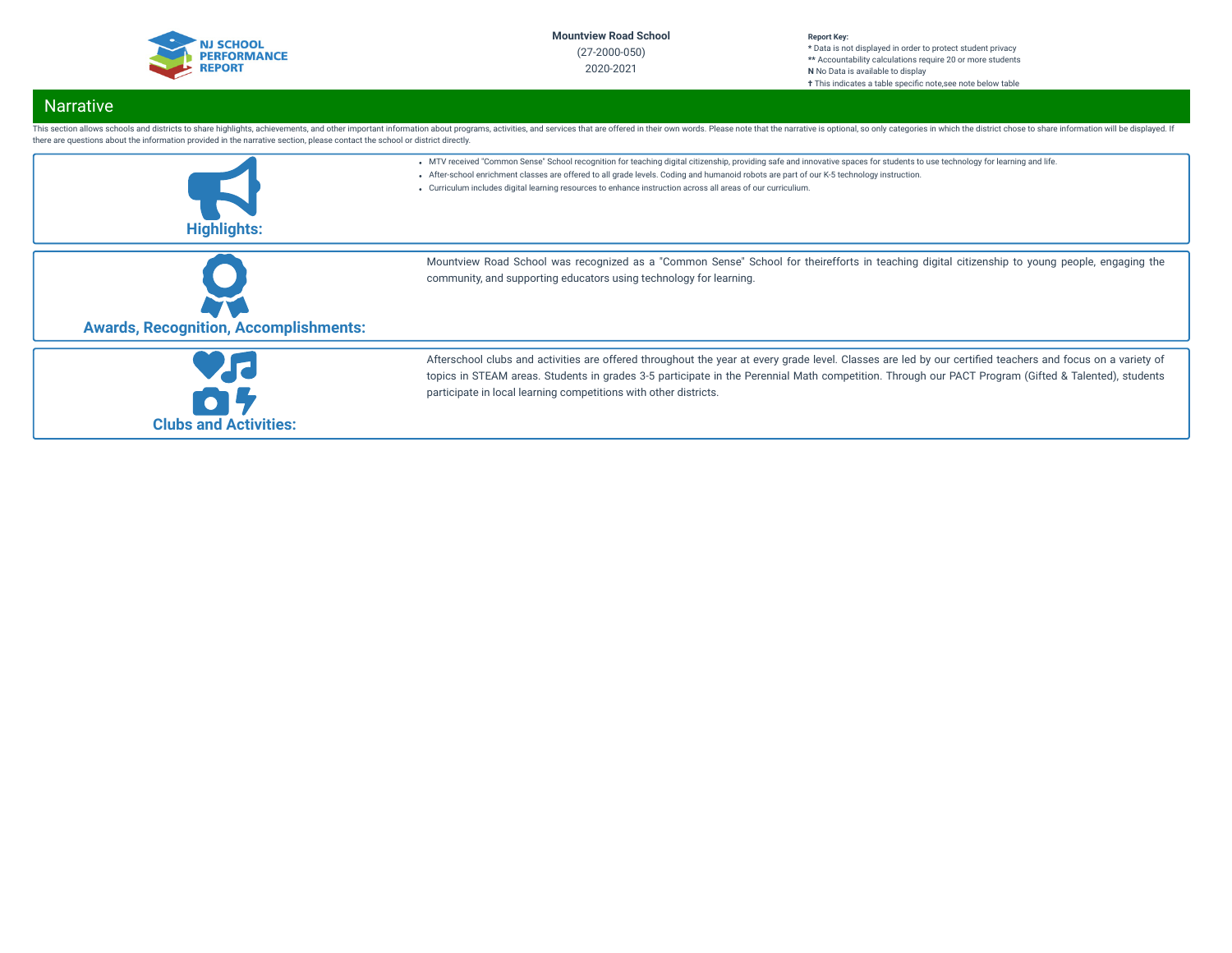**Mountview Road School**
(27-2000-050)
2020-2021

**Report Key:**
* Data is not displayed in order to protect student privacy
** Accountability calculations require 20 or more students
**N** No Data is available to display
† This indicates a table specific note,see note below table

## Narrative

This section allows schools and districts to share highlights, achievements, and other important information about programs, activities, and services that are offered in their own words. Please note that the narrative is optional, so only categories in which the district chose to share information will be displayed. If there are questions about the information provided in the narrative section, please contact the school or district directly.

### Highlights:

- MTV received "Common Sense" School recognition for teaching digital citizenship, providing safe and innovative spaces for students to use technology for learning and life.
- After-school enrichment classes are offered to all grade levels. Coding and humanoid robots are part of our K-5 technology instruction.
- Curriculum includes digital learning resources to enhance instruction across all areas of our curriculium.

### Awards, Recognition, Accomplishments:

Mountview Road School was recognized as a "Common Sense" School for theirefforts in teaching digital citizenship to young people, engaging the community, and supporting educators using technology for learning.

### Clubs and Activities:

Afterschool clubs and activities are offered throughout the year at every grade level. Classes are led by our certified teachers and focus on a variety of topics in STEAM areas. Students in grades 3-5 participate in the Perennial Math competition. Through our PACT Program (Gifted & Talented), students participate in local learning competitions with other districts.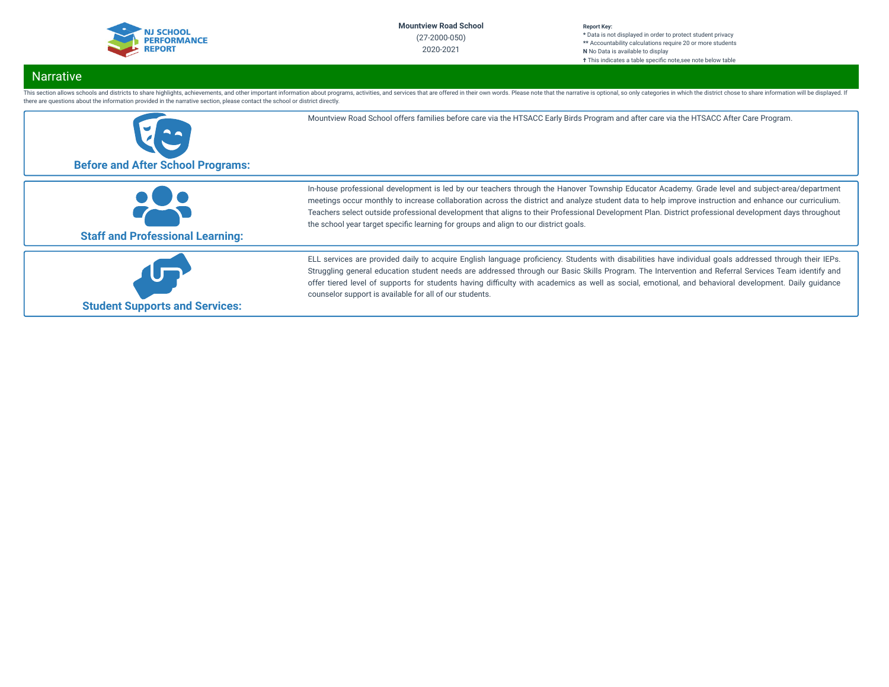Mountview Road School
(27-2000-050)
2020-2021

**Report Key:**
\* Data is not displayed in order to protect student privacy
\*\* Accountability calculations require 20 or more students
**N** No Data is available to display
† This indicates a table specific note,see note below table

## Narrative

This section allows schools and districts to share highlights, achievements, and other important information about programs, activities, and services that are offered in their own words. Please note that the narrative is optional, so only categories in which the district chose to share information will be displayed. If there are questions about the information provided in the narrative section, please contact the school or district directly.

### Before and After School Programs:

Mountview Road School offers families before care via the HTSACC Early Birds Program and after care via the HTSACC After Care Program.

### Staff and Professional Learning:

In-house professional development is led by our teachers through the Hanover Township Educator Academy. Grade level and subject-area/department meetings occur monthly to increase collaboration across the district and analyze student data to help improve instruction and enhance our curriculium. Teachers select outside professional development that aligns to their Professional Development Plan. District professional development days throughout the school year target specific learning for groups and align to our district goals.

### Student Supports and Services:

ELL services are provided daily to acquire English language proficiency. Students with disabilities have individual goals addressed through their IEPs. Struggling general education student needs are addressed through our Basic Skills Program. The Intervention and Referral Services Team identify and offer tiered level of supports for students having difficulty with academics as well as social, emotional, and behavioral development. Daily guidance counselor support is available for all of our students.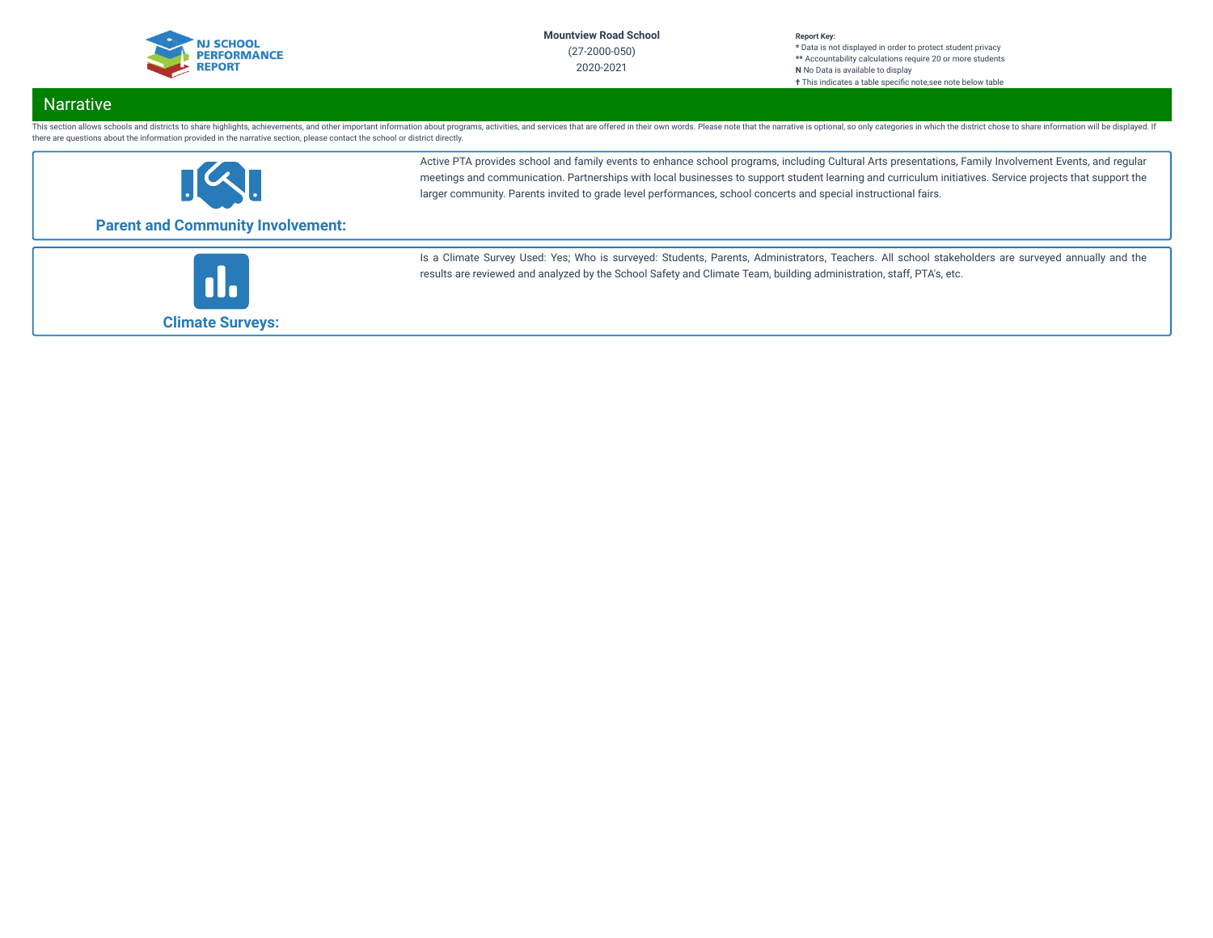## Narrative

This section allows schools and districts to share highlights, achievements, and other important information about programs, activities, and services that are offered in their own words. Please note that the narrative is optional, so only categories in which the district chose to share information will be displayed. If there are questions about the information provided in the narrative section, please contact the school or district directly.

### Parent and Community Involvement:

Active PTA provides school and family events to enhance school programs, including Cultural Arts presentations, Family Involvement Events, and regular meetings and communication. Partnerships with local businesses to support student learning and curriculum initiatives. Service projects that support the larger community. Parents invited to grade level performances, school concerts and special instructional fairs.

### Climate Surveys:

Is a Climate Survey Used: Yes; Who is surveyed: Students, Parents, Administrators, Teachers. All school stakeholders are surveyed annually and the results are reviewed and analyzed by the School Safety and Climate Team, building administration, staff, PTA's, etc.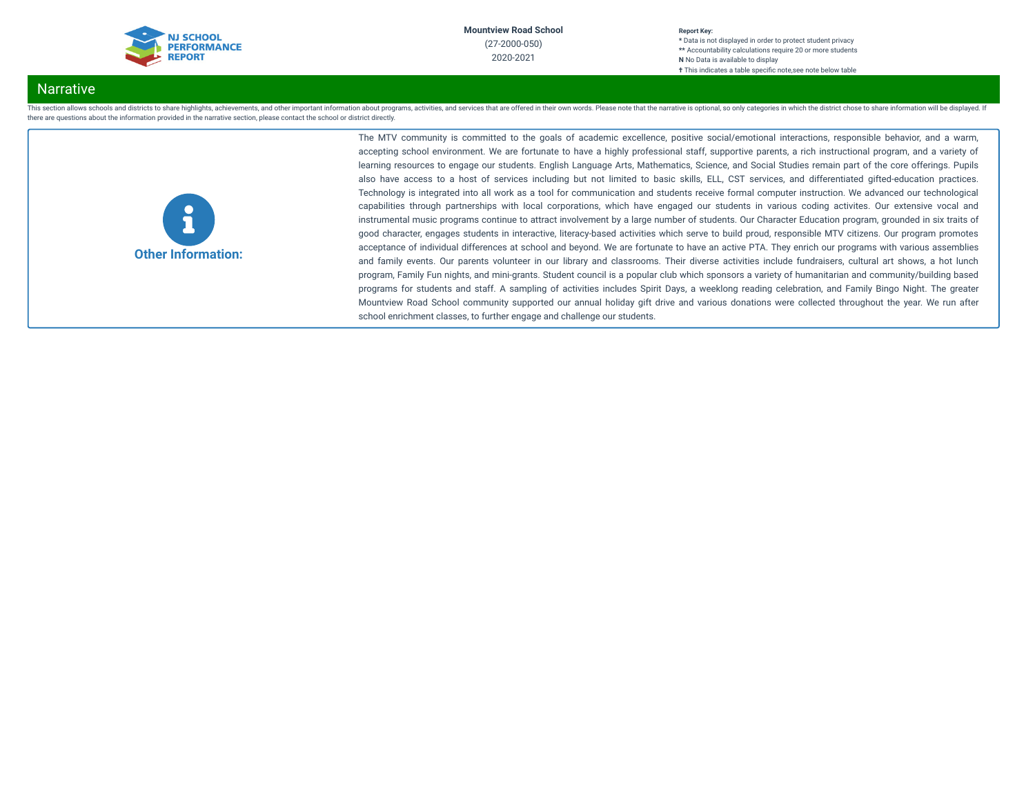## Narrative

This section allows schools and districts to share highlights, achievements, and other important information about programs, activities, and services that are offered in their own words. Please note that the narrative is optional, so only categories in which the district chose to share information will be displayed. If there are questions about the information provided in the narrative section, please contact the school or district directly.

**Other Information:**

The MTV community is committed to the goals of academic excellence, positive social/emotional interactions, responsible behavior, and a warm, accepting school environment. We are fortunate to have a highly professional staff, supportive parents, a rich instructional program, and a variety of learning resources to engage our students. English Language Arts, Mathematics, Science, and Social Studies remain part of the core offerings. Pupils also have access to a host of services including but not limited to basic skills, ELL, CST services, and differentiated gifted-education practices. Technology is integrated into all work as a tool for communication and students receive formal computer instruction. We advanced our technological capabilities through partnerships with local corporations, which have engaged our students in various coding activites. Our extensive vocal and instrumental music programs continue to attract involvement by a large number of students. Our Character Education program, grounded in six traits of good character, engages students in interactive, literacy-based activities which serve to build proud, responsible MTV citizens. Our program promotes acceptance of individual differences at school and beyond. We are fortunate to have an active PTA. They enrich our programs with various assemblies and family events. Our parents volunteer in our library and classrooms. Their diverse activities include fundraisers, cultural art shows, a hot lunch program, Family Fun nights, and mini-grants. Student council is a popular club which sponsors a variety of humanitarian and community/building based programs for students and staff. A sampling of activities includes Spirit Days, a weeklong reading celebration, and Family Bingo Night. The greater Mountview Road School community supported our annual holiday gift drive and various donations were collected throughout the year. We run after school enrichment classes, to further engage and challenge our students.